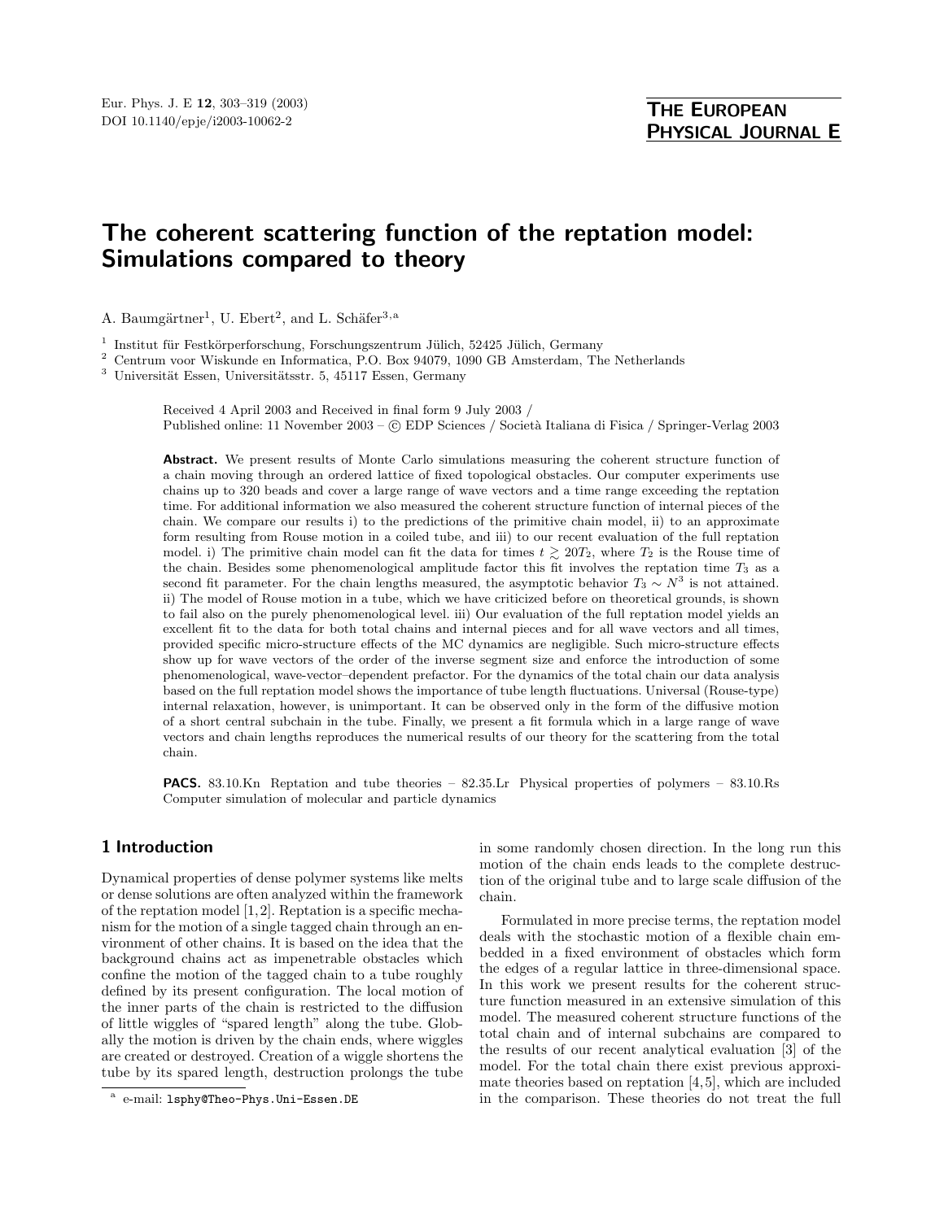# The coherent scattering function of the reptation model: Simulations compared to theory

A. Baumgärtner[1], U. Ebert[2], and L. Schäfer[3,a]

[1] Institut für Festkörperforschung, Forschungszentrum Jülich, 52425 Jülich, Germany
[2] Centrum voor Wiskunde en Informatica, P.O. Box 94079, 1090 GB Amsterdam, The Netherlands
[3] Universität Essen, Universitätsstr. 5, 45117 Essen, Germany

Received 4 April 2003 and Received in final form 9 July 2003 /
Published online: 11 November 2003 – © EDP Sciences / Società Italiana di Fisica / Springer-Verlag 2003

**Abstract.** We present results of Monte Carlo simulations measuring the coherent structure function of a chain moving through an ordered lattice of fixed topological obstacles. Our computer experiments use chains up to 320 beads and cover a large range of wave vectors and a time range exceeding the reptation time. For additional information we also measured the coherent structure function of internal pieces of the chain. We compare our results i) to the predictions of the primitive chain model, ii) to an approximate form resulting from Rouse motion in a coiled tube, and iii) to our recent evaluation of the full reptation model. i) The primitive chain model can fit the data for times $t \gtrsim 20T_2$, where $T_2$ is the Rouse time of the chain. Besides some phenomenological amplitude factor this fit involves the reptation time $T_3$ as a second fit parameter. For the chain lengths measured, the asymptotic behavior $T_3 \sim N^3$ is not attained. ii) The model of Rouse motion in a tube, which we have criticized before on theoretical grounds, is shown to fail also on the purely phenomenological level. iii) Our evaluation of the full reptation model yields an excellent fit to the data for both total chains and internal pieces and for all wave vectors and all times, provided specific micro-structure effects of the MC dynamics are negligible. Such micro-structure effects show up for wave vectors of the order of the inverse segment size and enforce the introduction of some phenomenological, wave-vector–dependent prefactor. For the dynamics of the total chain our data analysis based on the full reptation model shows the importance of tube length fluctuations. Universal (Rouse-type) internal relaxation, however, is unimportant. It can be observed only in the form of the diffusive motion of a short central subchain in the tube. Finally, we present a fit formula which in a large range of wave vectors and chain lengths reproduces the numerical results of our theory for the scattering from the total chain.

**PACS.** 83.10.Kn Reptation and tube theories – 82.35.Lr Physical properties of polymers – 83.10.Rs Computer simulation of molecular and particle dynamics

## 1 Introduction

Dynamical properties of dense polymer systems like melts or dense solutions are often analyzed within the framework of the reptation model [1,2]. Reptation is a specific mechanism for the motion of a single tagged chain through an environment of other chains. It is based on the idea that the background chains act as impenetrable obstacles which confine the motion of the tagged chain to a tube roughly defined by its present configuration. The local motion of the inner parts of the chain is restricted to the diffusion of little wiggles of "spared length" along the tube. Globally the motion is driven by the chain ends, where wiggles are created or destroyed. Creation of a wiggle shortens the tube by its spared length, destruction prolongs the tube in some randomly chosen direction. In the long run this motion of the chain ends leads to the complete destruction of the original tube and to large scale diffusion of the chain.

Formulated in more precise terms, the reptation model deals with the stochastic motion of a flexible chain embedded in a fixed environment of obstacles which form the edges of a regular lattice in three-dimensional space. In this work we present results for the coherent structure function measured in an extensive simulation of this model. The measured coherent structure functions of the total chain and of internal subchains are compared to the results of our recent analytical evaluation [3] of the model. For the total chain there exist previous approximate theories based on reptation [4,5], which are included in the comparison. These theories do not treat the full

[a] e-mail: lsphy@Theo-Phys.Uni-Essen.DE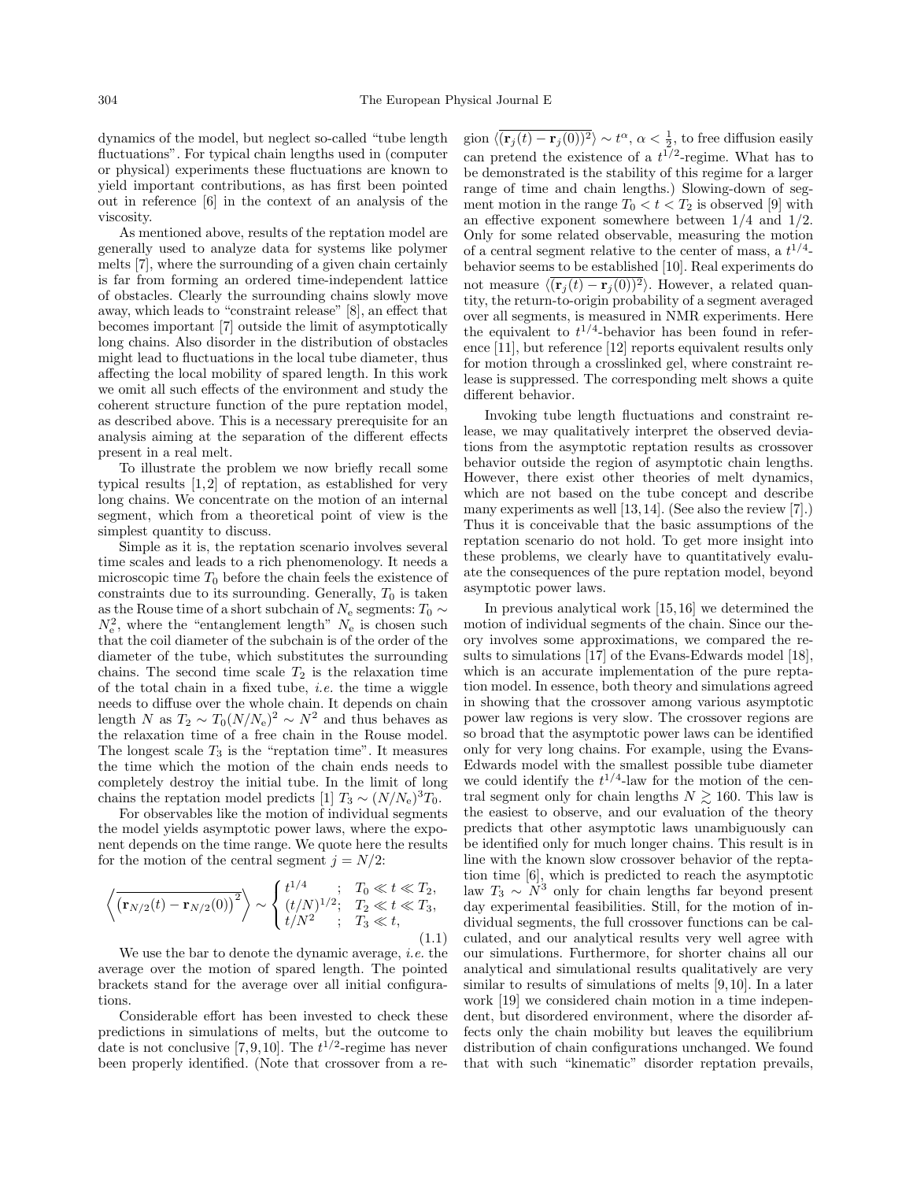dynamics of the model, but neglect so-called "tube length fluctuations". For typical chain lengths used in (computer or physical) experiments these fluctuations are known to yield important contributions, as has first been pointed out in reference [6] in the context of an analysis of the viscosity.

As mentioned above, results of the reptation model are generally used to analyze data for systems like polymer melts [7], where the surrounding of a given chain certainly is far from forming an ordered time-independent lattice of obstacles. Clearly the surrounding chains slowly move away, which leads to "constraint release" [8], an effect that becomes important [7] outside the limit of asymptotically long chains. Also disorder in the distribution of obstacles might lead to fluctuations in the local tube diameter, thus affecting the local mobility of spared length. In this work we omit all such effects of the environment and study the coherent structure function of the pure reptation model, as described above. This is a necessary prerequisite for an analysis aiming at the separation of the different effects present in a real melt.

To illustrate the problem we now briefly recall some typical results [1,2] of reptation, as established for very long chains. We concentrate on the motion of an internal segment, which from a theoretical point of view is the simplest quantity to discuss.

Simple as it is, the reptation scenario involves several time scales and leads to a rich phenomenology. It needs a microscopic time $T_0$ before the chain feels the existence of constraints due to its surrounding. Generally, $T_0$ is taken as the Rouse time of a short subchain of $N_e$ segments: $T_0 \sim N_e^2$, where the "entanglement length" $N_e$ is chosen such that the coil diameter of the subchain is of the order of the diameter of the tube, which substitutes the surrounding chains. The second time scale $T_2$ is the relaxation time of the total chain in a fixed tube, *i.e.* the time a wiggle needs to diffuse over the whole chain. It depends on chain length $N$ as $T_2 \sim T_0(N/N_e)^2 \sim N^2$ and thus behaves as the relaxation time of a free chain in the Rouse model. The longest scale $T_3$ is the "reptation time". It measures the time which the motion of the chain ends needs to completely destroy the initial tube. In the limit of long chains the reptation model predicts [1] $T_3 \sim (N/N_e)^3 T_0$.

For observables like the motion of individual segments the model yields asymptotic power laws, where the exponent depends on the time range. We quote here the results for the motion of the central segment $j = N/2$:

$$\left\langle \overline{\left(\mathbf{r}_{N/2}(t) - \mathbf{r}_{N/2}(0)\right)^2} \right\rangle \sim \begin{cases} t^{1/4} & ; \quad T_0 \ll t \ll T_2, \\ (t/N)^{1/2}; & T_2 \ll t \ll T_3, \\ t/N^2 & ; \quad T_3 \ll t, \end{cases} \tag{1.1}$$

We use the bar to denote the dynamic average, *i.e.* the average over the motion of spared length. The pointed brackets stand for the average over all initial configurations.

Considerable effort has been invested to check these predictions in simulations of melts, but the outcome to date is not conclusive [7,9,10]. The $t^{1/2}$-regime has never been properly identified. (Note that crossover from a region $\langle \overline{(\mathbf{r}_j(t) - \mathbf{r}_j(0))^2} \rangle \sim t^{\alpha}$, $\alpha < \frac{1}{2}$, to free diffusion easily can pretend the existence of a $t^{1/2}$-regime. What has to be demonstrated is the stability of this regime for a larger range of time and chain lengths.) Slowing-down of segment motion in the range $T_0 < t < T_2$ is observed [9] with an effective exponent somewhere between $1/4$ and $1/2$. Only for some related observable, measuring the motion of a central segment relative to the center of mass, a $t^{1/4}$-behavior seems to be established [10]. Real experiments do not measure $\langle \overline{(\mathbf{r}_j(t) - \mathbf{r}_j(0))^2} \rangle$. However, a related quantity, the return-to-origin probability of a segment averaged over all segments, is measured in NMR experiments. Here the equivalent to $t^{1/4}$-behavior has been found in reference [11], but reference [12] reports equivalent results only for motion through a crosslinked gel, where constraint release is suppressed. The corresponding melt shows a quite different behavior.

Invoking tube length fluctuations and constraint release, we may qualitatively interpret the observed deviations from the asymptotic reptation results as crossover behavior outside the region of asymptotic chain lengths. However, there exist other theories of melt dynamics, which are not based on the tube concept and describe many experiments as well [13,14]. (See also the review [7].) Thus it is conceivable that the basic assumptions of the reptation scenario do not hold. To get more insight into these problems, we clearly have to quantitatively evaluate the consequences of the pure reptation model, beyond asymptotic power laws.

In previous analytical work [15,16] we determined the motion of individual segments of the chain. Since our theory involves some approximations, we compared the results to simulations [17] of the Evans-Edwards model [18], which is an accurate implementation of the pure reptation model. In essence, both theory and simulations agreed in showing that the crossover among various asymptotic power law regions is very slow. The crossover regions are so broad that the asymptotic power laws can be identified only for very long chains. For example, using the Evans-Edwards model with the smallest possible tube diameter we could identify the $t^{1/4}$-law for the motion of the central segment only for chain lengths $N \gtrsim 160$. This law is the easiest to observe, and our evaluation of the theory predicts that other asymptotic laws unambiguously can be identified only for much longer chains. This result is in line with the known slow crossover behavior of the reptation time [6], which is predicted to reach the asymptotic law $T_3 \sim N^3$ only for chain lengths far beyond present day experimental feasibilities. Still, for the motion of individual segments, the full crossover functions can be calculated, and our analytical results very well agree with our simulations. Furthermore, for shorter chains all our analytical and simulational results qualitatively are very similar to results of simulations of melts [9,10]. In a later work [19] we considered chain motion in a time independent, but disordered environment, where the disorder affects only the chain mobility but leaves the equilibrium distribution of chain configurations unchanged. We found that with such "kinematic" disorder reptation prevails,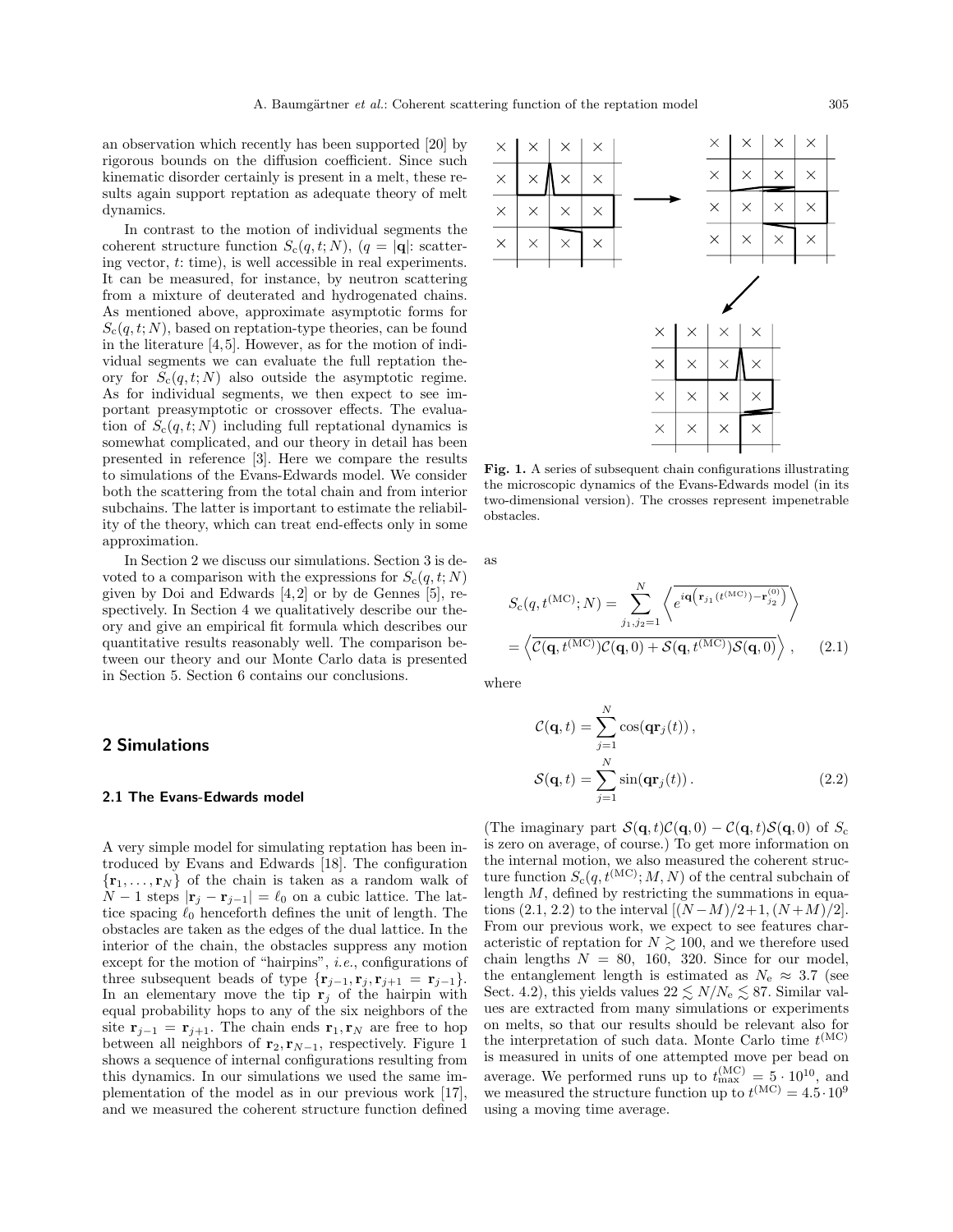an observation which recently has been supported [20] by rigorous bounds on the diffusion coefficient. Since such kinematic disorder certainly is present in a melt, these results again support reptation as adequate theory of melt dynamics.

In contrast to the motion of individual segments the coherent structure function $S_c(q,t;N)$, ($q = |\mathbf{q}|$: scattering vector, $t$: time), is well accessible in real experiments. It can be measured, for instance, by neutron scattering from a mixture of deuterated and hydrogenated chains. As mentioned above, approximate asymptotic forms for $S_c(q,t;N)$, based on reptation-type theories, can be found in the literature [4,5]. However, as for the motion of individual segments we can evaluate the full reptation theory for $S_c(q,t;N)$ also outside the asymptotic regime. As for individual segments, we then expect to see important preasymptotic or crossover effects. The evaluation of $S_c(q,t;N)$ including full reptational dynamics is somewhat complicated, and our theory in detail has been presented in reference [3]. Here we compare the results to simulations of the Evans-Edwards model. We consider both the scattering from the total chain and from interior subchains. The latter is important to estimate the reliability of the theory, which can treat end-effects only in some approximation.

In Section 2 we discuss our simulations. Section 3 is devoted to a comparison with the expressions for $S_c(q,t;N)$ given by Doi and Edwards [4,2] or by de Gennes [5], respectively. In Section 4 we qualitatively describe our theory and give an empirical fit formula which describes our quantitative results reasonably well. The comparison between our theory and our Monte Carlo data is presented in Section 5. Section 6 contains our conclusions.

## 2 Simulations

### 2.1 The Evans-Edwards model

A very simple model for simulating reptation has been introduced by Evans and Edwards [18]. The configuration $\{\mathbf{r}_1, \ldots, \mathbf{r}_N\}$ of the chain is taken as a random walk of $N-1$ steps $|\mathbf{r}_j - \mathbf{r}_{j-1}| = \ell_0$ on a cubic lattice. The lattice spacing $\ell_0$ henceforth defines the unit of length. The obstacles are taken as the edges of the dual lattice. In the interior of the chain, the obstacles suppress any motion except for the motion of "hairpins", *i.e.*, configurations of three subsequent beads of type $\{\mathbf{r}_{j-1}, \mathbf{r}_j, \mathbf{r}_{j+1} = \mathbf{r}_{j-1}\}$. In an elementary move the tip $\mathbf{r}_j$ of the hairpin with equal probability hops to any of the six neighbors of the site $\mathbf{r}_{j-1} = \mathbf{r}_{j+1}$. The chain ends $\mathbf{r}_1, \mathbf{r}_N$ are free to hop between all neighbors of $\mathbf{r}_2, \mathbf{r}_{N-1}$, respectively. Figure 1 shows a sequence of internal configurations resulting from this dynamics. In our simulations we used the same implementation of the model as in our previous work [17], and we measured the coherent structure function defined

**Fig. 1.** A series of subsequent chain configurations illustrating the microscopic dynamics of the Evans-Edwards model (in its two-dimensional version). The crosses represent impenetrable obstacles.

as

$$S_c(q,t^{(\mathrm{MC})};N) = \sum_{j_1,j_2=1}^{N} \left\langle \overline{e^{i\mathbf{q}\left(\mathbf{r}_{j_1}(t^{(\mathrm{MC})}) - \mathbf{r}_{j_2}^{(0)}\right)}} \right\rangle$$
$$= \left\langle \overline{\mathcal{C}(\mathbf{q},t^{(\mathrm{MC})})\mathcal{C}(\mathbf{q},0) + \mathcal{S}(\mathbf{q},t^{(\mathrm{MC})})\mathcal{S}(\mathbf{q},0)} \right\rangle, \qquad (2.1)$$

where

$$\mathcal{C}(\mathbf{q},t) = \sum_{j=1}^{N} \cos(\mathbf{q}\mathbf{r}_j(t)),$$
$$\mathcal{S}(\mathbf{q},t) = \sum_{j=1}^{N} \sin(\mathbf{q}\mathbf{r}_j(t)). \qquad (2.2)$$

(The imaginary part $\mathcal{S}(\mathbf{q},t)\mathcal{C}(\mathbf{q},0) - \mathcal{C}(\mathbf{q},t)\mathcal{S}(\mathbf{q},0)$ of $S_c$ is zero on average, of course.) To get more information on the internal motion, we also measured the coherent structure function $S_c(q,t^{(\mathrm{MC})};M,N)$ of the central subchain of length $M$, defined by restricting the summations in equations (2.1, 2.2) to the interval $[(N-M)/2+1, (N+M)/2]$. From our previous work, we expect to see features characteristic of reptation for $N \gtrsim 100$, and we therefore used chain lengths $N = 80$, $160$, $320$. Since for our model, the entanglement length is estimated as $N_e \approx 3.7$ (see Sect. 4.2), this yields values $22 \lesssim N/N_e \lesssim 87$. Similar values are extracted from many simulations or experiments on melts, so that our results should be relevant also for the interpretation of such data. Monte Carlo time $t^{(\mathrm{MC})}$ is measured in units of one attempted move per bead on average. We performed runs up to $t^{(\mathrm{MC})}_{\max} = 5 \cdot 10^{10}$, and we measured the structure function up to $t^{(\mathrm{MC})} = 4.5 \cdot 10^9$ using a moving time average.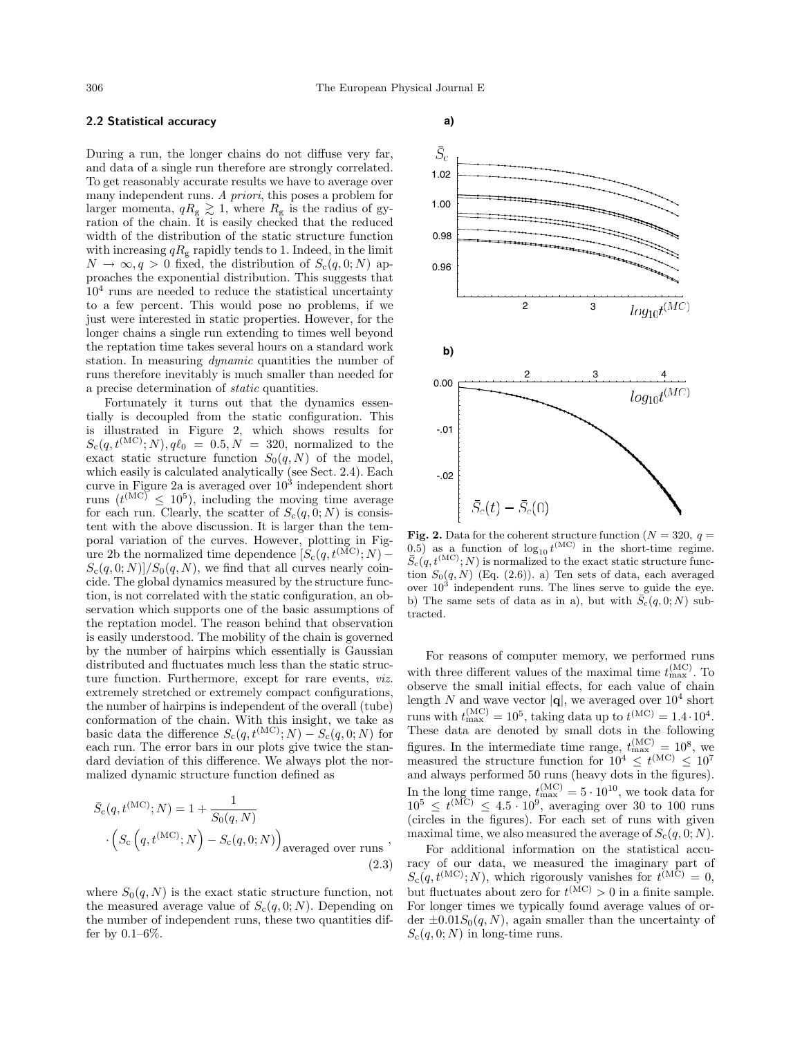### 2.2 Statistical accuracy

During a run, the longer chains do not diffuse very far, and data of a single run therefore are strongly correlated. To get reasonably accurate results we have to average over many independent runs. *A priori*, this poses a problem for larger momenta, $qR_g \gtrsim 1$, where $R_g$ is the radius of gyration of the chain. It is easily checked that the reduced width of the distribution of the static structure function with increasing $qR_g$ rapidly tends to 1. Indeed, in the limit $N \to \infty, q > 0$ fixed, the distribution of $S_c(q, 0; N)$ approaches the exponential distribution. This suggests that $10^4$ runs are needed to reduce the statistical uncertainty to a few percent. This would pose no problems, if we just were interested in static properties. However, for the longer chains a single run extending to times well beyond the reptation time takes several hours on a standard work station. In measuring *dynamic* quantities the number of runs therefore inevitably is much smaller than needed for a precise determination of *static* quantities.

Fortunately it turns out that the dynamics essentially is decoupled from the static configuration. This is illustrated in Figure 2, which shows results for $S_c(q, t^{(\mathrm{MC})}; N), q\ell_0 = 0.5, N = 320$, normalized to the exact static structure function $S_0(q, N)$ of the model, which easily is calculated analytically (see Sect. 2.4). Each curve in Figure 2a is averaged over $10^3$ independent short runs ($t^{(\mathrm{MC})} \leq 10^5$), including the moving time average for each run. Clearly, the scatter of $S_c(q, 0; N)$ is consistent with the above discussion. It is larger than the temporal variation of the curves. However, plotting in Figure 2b the normalized time dependence $[S_c(q, t^{(\mathrm{MC})}; N) - S_c(q, 0; N)]/S_0(q, N)$, we find that all curves nearly coincide. The global dynamics measured by the structure function, is not correlated with the static configuration, an observation which supports one of the basic assumptions of the reptation model. The reason behind that observation is easily understood. The mobility of the chain is governed by the number of hairpins which essentially is Gaussian distributed and fluctuates much less than the static structure function. Furthermore, except for rare events, *viz.* extremely stretched or extremely compact configurations, the number of hairpins is independent of the overall (tube) conformation of the chain. With this insight, we take as basic data the difference $S_c(q, t^{(\mathrm{MC})}; N) - S_c(q, 0; N)$ for each run. The error bars in our plots give twice the standard deviation of this difference. We always plot the normalized dynamic structure function defined as

$$\bar{S}_c(q, t^{(\mathrm{MC})}; N) = 1 + \frac{1}{S_0(q, N)} \cdot \left( S_c\left(q, t^{(\mathrm{MC})}; N\right) - S_c(q, 0; N) \right)_{\text{averaged over runs}}, \tag{2.3}$$

where $S_0(q, N)$ is the exact static structure function, not the measured average value of $S_c(q, 0; N)$. Depending on the number of independent runs, these two quantities differ by 0.1–6%.

**Fig. 2.** Data for the coherent structure function ($N = 320$, $q = 0.5$) as a function of $\log_{10} t^{(\mathrm{MC})}$ in the short-time regime. $\bar{S}_c(q, t^{(\mathrm{MC})}; N)$ is normalized to the exact static structure function $S_0(q, N)$ (Eq. (2.6)). a) Ten sets of data, each averaged over $10^3$ independent runs. The lines serve to guide the eye. b) The same sets of data as in a), but with $\bar{S}_c(q, 0; N)$ subtracted.

For reasons of computer memory, we performed runs with three different values of the maximal time $t_{\max}^{(\mathrm{MC})}$. To observe the small initial effects, for each value of chain length $N$ and wave vector $|\mathbf{q}|$, we averaged over $10^4$ short runs with $t_{\max}^{(\mathrm{MC})} = 10^5$, taking data up to $t^{(\mathrm{MC})} = 1.4 \cdot 10^4$. These data are denoted by small dots in the following figures. In the intermediate time range, $t_{\max}^{(\mathrm{MC})} = 10^8$, we measured the structure function for $10^4 \leq t^{(\mathrm{MC})} \leq 10^7$ and always performed 50 runs (heavy dots in the figures). In the long time range, $t_{\max}^{(\mathrm{MC})} = 5 \cdot 10^{10}$, we took data for $10^5 \leq t^{(\mathrm{MC})} \leq 4.5 \cdot 10^9$, averaging over 30 to 100 runs (circles in the figures). For each set of runs with given maximal time, we also measured the average of $S_c(q, 0; N)$.

For additional information on the statistical accuracy of our data, we measured the imaginary part of $S_c(q, t^{(\mathrm{MC})}; N)$, which rigorously vanishes for $t^{(\mathrm{MC})} = 0$, but fluctuates about zero for $t^{(\mathrm{MC})} > 0$ in a finite sample. For longer times we typically found average values of order $\pm 0.01 S_0(q, N)$, again smaller than the uncertainty of $S_c(q, 0; N)$ in long-time runs.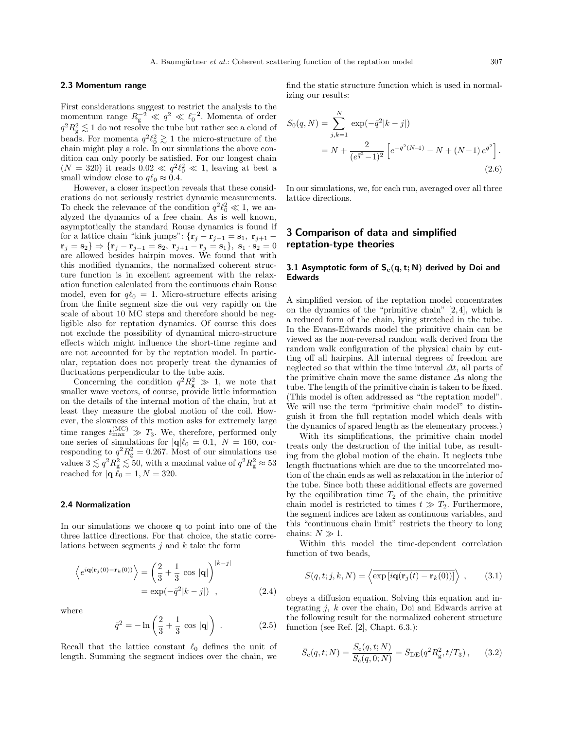### 2.3 Momentum range

First considerations suggest to restrict the analysis to the momentum range $R_g^{-2} \ll q^2 \ll \ell_0^{-2}$. Momenta of order $q^2 R_g^2 \lesssim 1$ do not resolve the tube but rather see a cloud of beads. For momenta $q^2 \ell_0^2 \gtrsim 1$ the micro-structure of the chain might play a role. In our simulations the above condition can only poorly be satisfied. For our longest chain ($N = 320$) it reads $0.02 \ll q^2 \ell_0^2 \ll 1$, leaving at best a small window close to $q\ell_0 \approx 0.4$.

However, a closer inspection reveals that these considerations do not seriously restrict dynamic measurements. To check the relevance of the condition $q^2 \ell_0^2 \ll 1$, we analyzed the dynamics of a free chain. As is well known, asymptotically the standard Rouse dynamics is found if for a lattice chain "kink jumps": $\{\mathbf{r}_j - \mathbf{r}_{j-1} = \mathbf{s}_1,\ \mathbf{r}_{j+1} - \mathbf{r}_j = \mathbf{s}_2\} \Rightarrow \{\mathbf{r}_j - \mathbf{r}_{j-1} = \mathbf{s}_2,\ \mathbf{r}_{j+1} - \mathbf{r}_j = \mathbf{s}_1\},\ \mathbf{s}_1 \cdot \mathbf{s}_2 = 0$ are allowed besides hairpin moves. We found that with this modified dynamics, the normalized coherent structure function is in excellent agreement with the relaxation function calculated from the continuous chain Rouse model, even for $q\ell_0 = 1$. Micro-structure effects arising from the finite segment size die out very rapidly on the scale of about 10 MC steps and therefore should be negligible also for reptation dynamics. Of course this does not exclude the possibility of dynamical micro-structure effects which might influence the short-time regime and are not accounted for by the reptation model. In particular, reptation does not properly treat the dynamics of fluctuations perpendicular to the tube axis.

Concerning the condition $q^2 R_g^2 \gg 1$, we note that smaller wave vectors, of course, provide little information on the details of the internal motion of the chain, but at least they measure the global motion of the coil. However, the slowness of this motion asks for extremely large time ranges $t_{\max}^{(\mathrm{MC})} \gg T_3$. We, therefore, performed only one series of simulations for $|\mathbf{q}|\ell_0 = 0.1$, $N = 160$, corresponding to $q^2 R_g^2 = 0.267$. Most of our simulations use values $3 \lesssim q^2 R_g^2 \lesssim 50$, with a maximal value of $q^2 R_g^2 \approx 53$ reached for $|\mathbf{q}|\ell_0 = 1, N = 320$.

### 2.4 Normalization

In our simulations we choose $\mathbf{q}$ to point into one of the three lattice directions. For that choice, the static correlations between segments $j$ and $k$ take the form

$$\left\langle e^{i\mathbf{q}(\mathbf{r}_j(0)-\mathbf{r}_k(0))} \right\rangle = \left( \frac{2}{3} + \frac{1}{3} \cos |\mathbf{q}| \right)^{|k-j|} = \exp(-\bar{q}^2 |k-j|) \ , \tag{2.4}$$

where

$$\bar{q}^2 = -\ln \left( \frac{2}{3} + \frac{1}{3} \cos |\mathbf{q}| \right) \ . \tag{2.5}$$

Recall that the lattice constant $\ell_0$ defines the unit of length. Summing the segment indices over the chain, we find the static structure function which is used in normalizing our results:

$$S_0(q,N) = \sum_{j,k=1}^{N} \exp(-\bar{q}^2 |k-j|) = N + \frac{2}{(e^{\bar{q}^2}-1)^2} \left[ e^{-\bar{q}^2(N-1)} - N + (N-1)\, e^{\bar{q}^2} \right] . \tag{2.6}$$

In our simulations, we, for each run, averaged over all three lattice directions.

## 3 Comparison of data and simplified reptation-type theories

### 3.1 Asymptotic form of $S_c(q,t;N)$ derived by Doi and Edwards

A simplified version of the reptation model concentrates on the dynamics of the "primitive chain" [2,4], which is a reduced form of the chain, lying stretched in the tube. In the Evans-Edwards model the primitive chain can be viewed as the non-reversal random walk derived from the random walk configuration of the physical chain by cutting off all hairpins. All internal degrees of freedom are neglected so that within the time interval $\Delta t$, all parts of the primitive chain move the same distance $\Delta s$ along the tube. The length of the primitive chain is taken to be fixed. (This model is often addressed as "the reptation model". We will use the term "primitive chain model" to distinguish it from the full reptation model which deals with the dynamics of spared length as the elementary process.)

With its simplifications, the primitive chain model treats only the destruction of the initial tube, as resulting from the global motion of the chain. It neglects tube length fluctuations which are due to the uncorrelated motion of the chain ends as well as relaxation in the interior of the tube. Since both these additional effects are governed by the equilibration time $T_2$ of the chain, the primitive chain model is restricted to times $t \gg T_2$. Furthermore, the segment indices are taken as continuous variables, and this "continuous chain limit" restricts the theory to long chains: $N \gg 1$.

Within this model the time-dependent correlation function of two beads,

$$S(q,t;j,k,N) = \left\langle \exp\left[ i\mathbf{q}(\mathbf{r}_j(t) - \mathbf{r}_k(0)) \right] \right\rangle \ , \tag{3.1}$$

obeys a diffusion equation. Solving this equation and integrating $j$, $k$ over the chain, Doi and Edwards arrive at the following result for the normalized coherent structure function (see Ref. [2], Chapt. 6.3.):

$$\bar{S}_c(q,t;N) = \frac{S_c(q,t;N)}{S_c(q,0;N)} = \bar{S}_{\mathrm{DE}}(q^2 R_g^2, t/T_3) \, , \tag{3.2}$$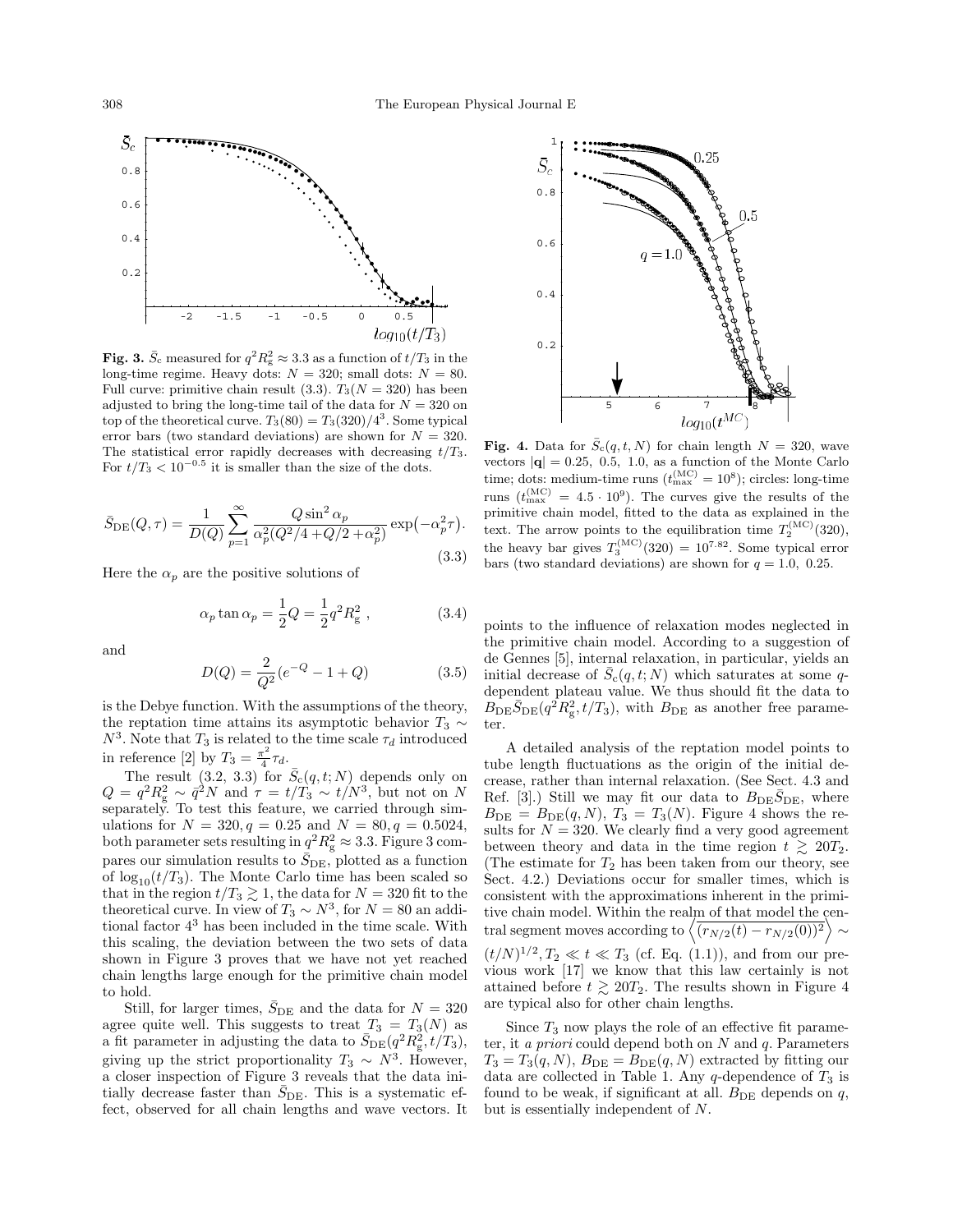**Fig. 3.** $\bar{S}_c$ measured for $q^2R_g^2 \approx 3.3$ as a function of $t/T_3$ in the long-time regime. Heavy dots: $N = 320$; small dots: $N = 80$. Full curve: primitive chain result (3.3). $T_3(N = 320)$ has been adjusted to bring the long-time tail of the data for $N = 320$ on top of the theoretical curve. $T_3(80) = T_3(320)/4^3$. Some typical error bars (two standard deviations) are shown for $N = 320$. The statistical error rapidly decreases with decreasing $t/T_3$. For $t/T_3 < 10^{-0.5}$ it is smaller than the size of the dots.

$$\bar{S}_{\rm DE}(Q,\tau) = \frac{1}{D(Q)} \sum_{p=1}^{\infty} \frac{Q \sin^2 \alpha_p}{\alpha_p^2(Q^2/4 + Q/2 + \alpha_p^2)} \exp\bigl(-\alpha_p^2 \tau\bigr). \tag{3.3}$$

Here the $\alpha_p$ are the positive solutions of

$$\alpha_p \tan \alpha_p = \frac{1}{2} Q = \frac{1}{2} q^2 R_g^2 , \tag{3.4}$$

and

$$D(Q) = \frac{2}{Q^2}(e^{-Q} - 1 + Q) \tag{3.5}$$

is the Debye function. With the assumptions of the theory, the reptation time attains its asymptotic behavior $T_3 \sim N^3$. Note that $T_3$ is related to the time scale $\tau_d$ introduced in reference [2] by $T_3 = \frac{\pi^2}{4}\tau_d$.

The result (3.2, 3.3) for $\bar{S}_c(q,t;N)$ depends only on $Q = q^2R_g^2 \sim \bar{q}^2 N$ and $\tau = t/T_3 \sim t/N^3$, but not on $N$ separately. To test this feature, we carried through simulations for $N = 320, q = 0.25$ and $N = 80, q = 0.5024$, both parameter sets resulting in $q^2R_g^2 \approx 3.3$. Figure 3 compares our simulation results to $\bar{S}_{\rm DE}$, plotted as a function of $\log_{10}(t/T_3)$. The Monte Carlo time has been scaled so that in the region $t/T_3 \gtrsim 1$, the data for $N = 320$ fit to the theoretical curve. In view of $T_3 \sim N^3$, for $N = 80$ an additional factor $4^3$ has been included in the time scale. With this scaling, the deviation between the two sets of data shown in Figure 3 proves that we have not yet reached chain lengths large enough for the primitive chain model to hold.

Still, for larger times, $\bar{S}_{\rm DE}$ and the data for $N = 320$ agree quite well. This suggests to treat $T_3 = T_3(N)$ as a fit parameter in adjusting the data to $\bar{S}_{\rm DE}(q^2R_g^2, t/T_3)$, giving up the strict proportionality $T_3 \sim N^3$. However, a closer inspection of Figure 3 reveals that the data initially decrease faster than $\bar{S}_{\rm DE}$. This is a systematic effect, observed for all chain lengths and wave vectors. It points to the influence of relaxation modes neglected in the primitive chain model. According to a suggestion of de Gennes [5], internal relaxation, in particular, yields an initial decrease of $\bar{S}_c(q,t;N)$ which saturates at some $q$-dependent plateau value. We thus should fit the data to $B_{\rm DE}\bar{S}_{\rm DE}(q^2R_g^2, t/T_3)$, with $B_{\rm DE}$ as another free parameter.

**Fig. 4.** Data for $\bar{S}_c(q,t,N)$ for chain length $N = 320$, wave vectors $|\mathbf{q}| = 0.25,\ 0.5,\ 1.0$, as a function of the Monte Carlo time; dots: medium-time runs ($t_{\max}^{(\rm MC)} = 10^8$); circles: long-time runs ($t_{\max}^{(\rm MC)} = 4.5 \cdot 10^9$). The curves give the results of the primitive chain model, fitted to the data as explained in the text. The arrow points to the equilibration time $T_2^{(\rm MC)}(320)$, the heavy bar gives $T_3^{(\rm MC)}(320) = 10^{7.82}$. Some typical error bars (two standard deviations) are shown for $q = 1.0,\ 0.25$.

A detailed analysis of the reptation model points to tube length fluctuations as the origin of the initial decrease, rather than internal relaxation. (See Sect. 4.3 and Ref. [3].) Still we may fit our data to $B_{\rm DE}\bar{S}_{\rm DE}$, where $B_{\rm DE} = B_{\rm DE}(q,N)$, $T_3 = T_3(N)$. Figure 4 shows the results for $N = 320$. We clearly find a very good agreement between theory and data in the time region $t \gtrsim 20T_2$. (The estimate for $T_2$ has been taken from our theory, see Sect. 4.2.) Deviations occur for smaller times, which is consistent with the approximations inherent in the primitive chain model. Within the realm of that model the central segment moves according to $\left\langle \overline{(r_{N/2}(t) - r_{N/2}(0))^2} \right\rangle \sim (t/N)^{1/2}, T_2 \ll t \ll T_3$ (cf. Eq. (1.1)), and from our previous work [17] we know that this law certainly is not attained before $t \gtrsim 20T_2$. The results shown in Figure 4 are typical also for other chain lengths.

Since $T_3$ now plays the role of an effective fit parameter, it *a priori* could depend both on $N$ and $q$. Parameters $T_3 = T_3(q,N)$, $B_{\rm DE} = B_{\rm DE}(q,N)$ extracted by fitting our data are collected in Table 1. Any $q$-dependence of $T_3$ is found to be weak, if significant at all. $B_{\rm DE}$ depends on $q$, but is essentially independent of $N$.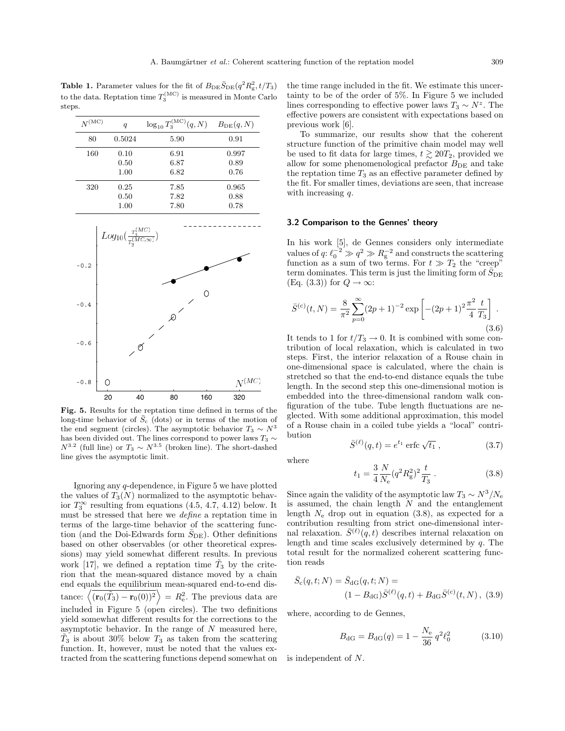**Table 1.** Parameter values for the fit of $B_{\rm DE}\bar{S}_{\rm DE}(q^2R_{\rm g}^2, t/T_3)$ to the data. Reptation time $T_3^{(\rm MC)}$ is measured in Monte Carlo steps.

| $N^{(\rm MC)}$ | $q$ | $\log_{10} T_3^{(\rm MC)}(q,N)$ | $B_{\rm DE}(q,N)$ |
|---|---|---|---|
| 80 | 0.5024 | 5.90 | 0.91 |
| 160 | 0.10 | 6.91 | 0.997 |
| | 0.50 | 6.87 | 0.89 |
| | 1.00 | 6.82 | 0.76 |
| 320 | 0.25 | 7.85 | 0.965 |
| | 0.50 | 7.82 | 0.88 |
| | 1.00 | 7.80 | 0.78 |

**Fig. 5.** Results for the reptation time defined in terms of the long-time behavior of $\bar{S}_{\rm c}$ (dots) or in terms of the motion of the end segment (circles). The asymptotic behavior $T_3 \sim N^3$ has been divided out. The lines correspond to power laws $T_3 \sim N^{3.2}$ (full line) or $T_3 \sim N^{3.5}$ (broken line). The short-dashed line gives the asymptotic limit.

Ignoring any $q$-dependence, in Figure 5 we have plotted the values of $T_3(N)$ normalized to the asymptotic behavior $T_3^\infty$ resulting from equations (4.5, 4.7, 4.12) below. It must be stressed that here we *define* a reptation time in terms of the large-time behavior of the scattering function (and the Doi-Edwards form $\bar{S}_{\rm DE}$). Other definitions based on other observables (or other theoretical expressions) may yield somewhat different results. In previous work [17], we defined a reptation time $\tilde{T}_3$ by the criterion that the mean-squared distance moved by a chain end equals the equilibrium mean-squared end-to-end distance: $\left\langle (\mathbf{r}_0(\tilde{T}_3) - \mathbf{r}_0(0))^2 \right\rangle = R_{\rm e}^2$. The previous data are included in Figure 5 (open circles). The two definitions yield somewhat different results for the corrections to the asymptotic behavior. In the range of $N$ measured here, $\tilde{T}_3$ is about 30% below $T_3$ as taken from the scattering function. It, however, must be noted that the values extracted from the scattering functions depend somewhat on the time range included in the fit. We estimate this uncertainty to be of the order of 5%. In Figure 5 we included lines corresponding to effective power laws $T_3 \sim N^z$. The effective powers are consistent with expectations based on previous work [6].

To summarize, our results show that the coherent structure function of the primitive chain model may well be used to fit data for large times, $t \gtrsim 20T_2$, provided we allow for some phenomenological prefactor $B_{\rm DE}$ and take the reptation time $T_3$ as an effective parameter defined by the fit. For smaller times, deviations are seen, that increase with increasing $q$.

### 3.2 Comparison to the Gennes' theory

In his work [5], de Gennes considers only intermediate values of $q$: $\ell_0^{-2} \gg q^2 \gg R_{\rm g}^{-2}$ and constructs the scattering function as a sum of two terms. For $t \gg T_2$ the "creep" term dominates. This term is just the limiting form of $\bar{S}_{\rm DE}$ (Eq. (3.3)) for $Q \to \infty$:

$$\bar{S}^{(\rm c)}(t,N) = \frac{8}{\pi^2}\sum_{p=0}^{\infty}(2p+1)^{-2}\exp\left[-(2p+1)^2\frac{\pi^2}{4}\frac{t}{T_3}\right] . \tag{3.6}$$

It tends to 1 for $t/T_3 \to 0$. It is combined with some contribution of local relaxation, which is calculated in two steps. First, the interior relaxation of a Rouse chain in one-dimensional space is calculated, where the chain is stretched so that the end-to-end distance equals the tube length. In the second step this one-dimensional motion is embedded into the three-dimensional random walk configuration of the tube. Tube length fluctuations are neglected. With some additional approximation, this model of a Rouse chain in a coiled tube yields a "local" contribution

$$\bar{S}^{(\ell)}(q,t) = e^{t_1}\,\mathrm{erfc}\,\sqrt{t_1} , \tag{3.7}$$

where

$$t_1 = \frac{3}{4}\frac{N}{N_{\rm e}}(q^2R_{\rm g}^2)^2\frac{t}{T_3} . \tag{3.8}$$

Since again the validity of the asymptotic law $T_3 \sim N^3/N_{\rm e}$ is assumed, the chain length $N$ and the entanglement length $N_{\rm e}$ drop out in equation (3.8), as expected for a contribution resulting from strict one-dimensional internal relaxation. $\bar{S}^{(\ell)}(q,t)$ describes internal relaxation on length and time scales exclusively determined by $q$. The total result for the normalized coherent scattering function reads

$$\bar{S}_{\rm c}(q,t;N) = \bar{S}_{\rm dG}(q,t;N) = (1 - B_{\rm dG})\bar{S}^{(\ell)}(q,t) + B_{\rm dG}\bar{S}^{(\rm c)}(t,N) , \tag{3.9}$$

where, according to de Gennes,

$$B_{\rm dG} = B_{\rm dG}(q) = 1 - \frac{N_{\rm e}}{36}\,q^2\ell_0^2 \tag{3.10}$$

is independent of $N$.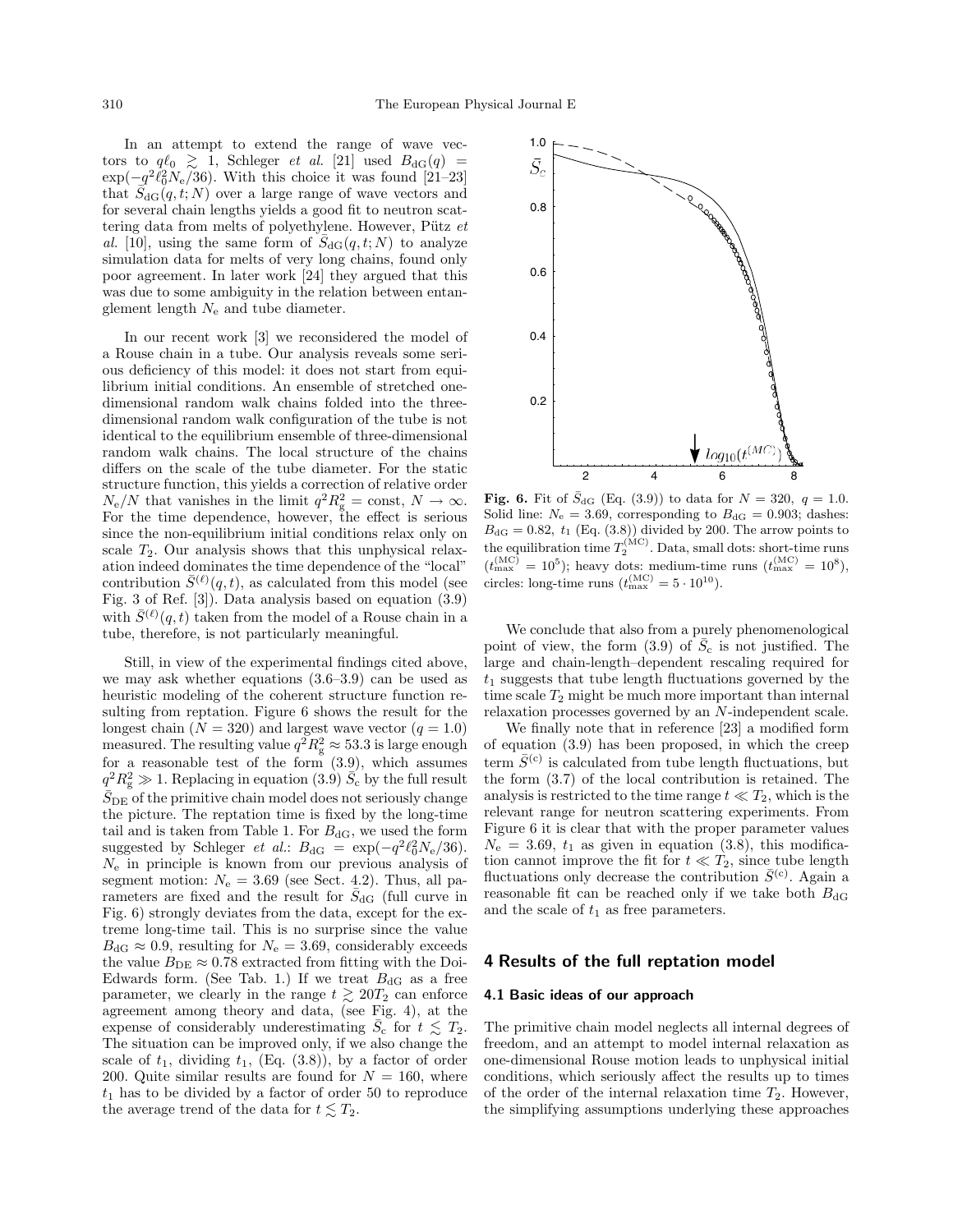In an attempt to extend the range of wave vectors to $q\ell_0 \gtrsim 1$, Schleger *et al.* [21] used $B_{\rm dG}(q) = \exp(-q^2\ell_0^2 N_{\rm e}/36)$. With this choice it was found [21–23] that $\bar{S}_{\rm dG}(q,t;N)$ over a large range of wave vectors and for several chain lengths yields a good fit to neutron scattering data from melts of polyethylene. However, Pütz *et al.* [10], using the same form of $\bar{S}_{\rm dG}(q,t;N)$ to analyze simulation data for melts of very long chains, found only poor agreement. In later work [24] they argued that this was due to some ambiguity in the relation between entanglement length $N_{\rm e}$ and tube diameter.

In our recent work [3] we reconsidered the model of a Rouse chain in a tube. Our analysis reveals some serious deficiency of this model: it does not start from equilibrium initial conditions. An ensemble of stretched one-dimensional random walk chains folded into the three-dimensional random walk configuration of the tube is not identical to the equilibrium ensemble of three-dimensional random walk chains. The local structure of the chains differs on the scale of the tube diameter. For the static structure function, this yields a correction of relative order $N_{\rm e}/N$ that vanishes in the limit $q^2R_{\rm g}^2 = {\rm const}$, $N \to \infty$. For the time dependence, however, the effect is serious since the non-equilibrium initial conditions relax only on scale $T_2$. Our analysis shows that this unphysical relaxation indeed dominates the time dependence of the "local" contribution $\bar{S}^{(\ell)}(q,t)$, as calculated from this model (see Fig. 3 of Ref. [3]). Data analysis based on equation (3.9) with $\bar{S}^{(\ell)}(q,t)$ taken from the model of a Rouse chain in a tube, therefore, is not particularly meaningful.

Still, in view of the experimental findings cited above, we may ask whether equations (3.6–3.9) can be used as heuristic modeling of the coherent structure function resulting from reptation. Figure 6 shows the result for the longest chain ($N = 320$) and largest wave vector ($q = 1.0$) measured. The resulting value $q^2R_{\rm g}^2 \approx 53.3$ is large enough for a reasonable test of the form (3.9), which assumes $q^2R_{\rm g}^2 \gg 1$. Replacing in equation (3.9) $\bar{S}_{\rm c}$ by the full result $\bar{S}_{\rm DE}$ of the primitive chain model does not seriously change the picture. The reptation time is fixed by the long-time tail and is taken from Table 1. For $B_{\rm dG}$, we used the form suggested by Schleger *et al.*: $B_{\rm dG} = \exp(-q^2\ell_0^2 N_{\rm e}/36)$. $N_{\rm e}$ in principle is known from our previous analysis of segment motion: $N_{\rm e} = 3.69$ (see Sect. 4.2). Thus, all parameters are fixed and the result for $\bar{S}_{\rm dG}$ (full curve in Fig. 6) strongly deviates from the data, except for the extreme long-time tail. This is no surprise since the value $B_{\rm dG} \approx 0.9$, resulting for $N_{\rm e} = 3.69$, considerably exceeds the value $B_{\rm DE} \approx 0.78$ extracted from fitting with the Doi-Edwards form. (See Tab. 1.) If we treat $B_{\rm dG}$ as a free parameter, we clearly in the range $t \gtrsim 20T_2$ can enforce agreement among theory and data, (see Fig. 4), at the expense of considerably underestimating $\bar{S}_{\rm c}$ for $t \lesssim T_2$. The situation can be improved only, if we also change the scale of $t_1$, dividing $t_1$, (Eq. (3.8)), by a factor of order 200. Quite similar results are found for $N = 160$, where $t_1$ has to be divided by a factor of order 50 to reproduce the average trend of the data for $t \lesssim T_2$.

**Fig. 6.** Fit of $\bar{S}_{\rm dG}$ (Eq. (3.9)) to data for $N = 320$, $q = 1.0$. Solid line: $N_{\rm e} = 3.69$, corresponding to $B_{\rm dG} = 0.903$; dashes: $B_{\rm dG} = 0.82$, $t_1$ (Eq. (3.8)) divided by 200. The arrow points to the equilibration time $T_2^{\rm (MC)}$. Data, small dots: short-time runs ($t_{\rm max}^{\rm (MC)} = 10^5$); heavy dots: medium-time runs ($t_{\rm max}^{\rm (MC)} = 10^8$), circles: long-time runs ($t_{\rm max}^{\rm (MC)} = 5 \cdot 10^{10}$).

We conclude that also from a purely phenomenological point of view, the form (3.9) of $\bar{S}_{\rm c}$ is not justified. The large and chain-length–dependent rescaling required for $t_1$ suggests that tube length fluctuations governed by the time scale $T_2$ might be much more important than internal relaxation processes governed by an $N$-independent scale.

We finally note that in reference [23] a modified form of equation (3.9) has been proposed, in which the creep term $\bar{S}^{(\rm c)}$ is calculated from tube length fluctuations, but the form (3.7) of the local contribution is retained. The analysis is restricted to the time range $t \ll T_2$, which is the relevant range for neutron scattering experiments. From Figure 6 it is clear that with the proper parameter values $N_{\rm e} = 3.69$, $t_1$ as given in equation (3.8), this modification cannot improve the fit for $t \ll T_2$, since tube length fluctuations only decrease the contribution $\bar{S}^{(\rm c)}$. Again a reasonable fit can be reached only if we take both $B_{\rm dG}$ and the scale of $t_1$ as free parameters.

## 4 Results of the full reptation model

### 4.1 Basic ideas of our approach

The primitive chain model neglects all internal degrees of freedom, and an attempt to model internal relaxation as one-dimensional Rouse motion leads to unphysical initial conditions, which seriously affect the results up to times of the order of the internal relaxation time $T_2$. However, the simplifying assumptions underlying these approaches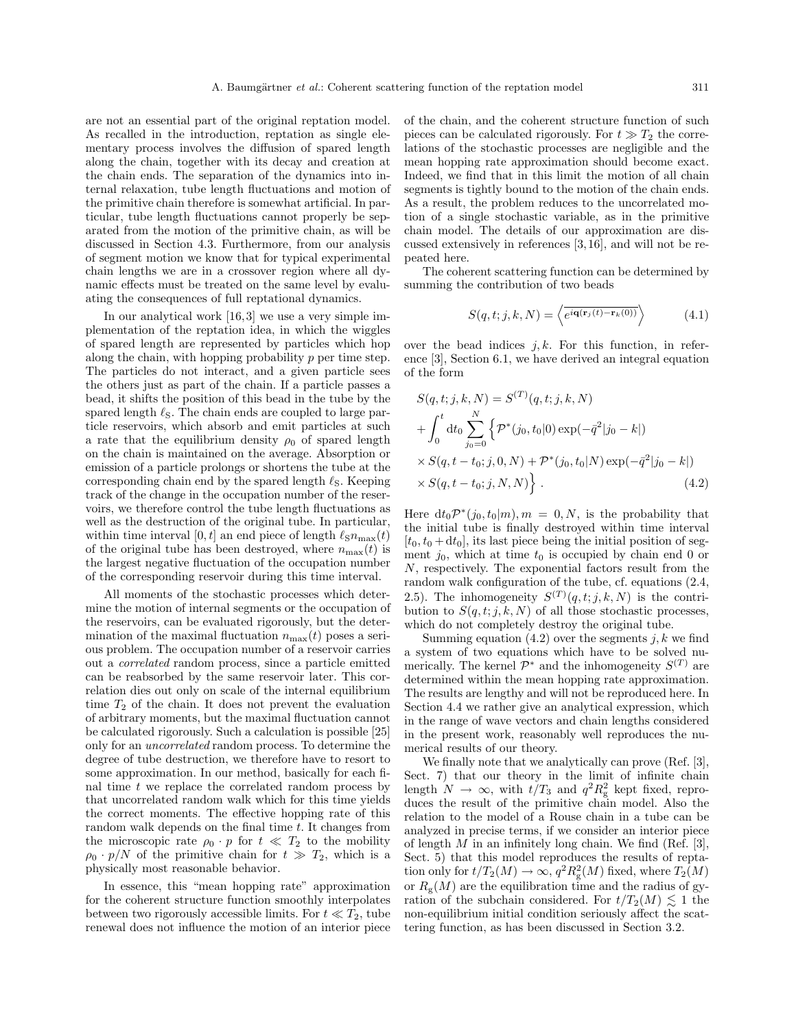are not an essential part of the original reptation model. As recalled in the introduction, reptation as single elementary process involves the diffusion of spared length along the chain, together with its decay and creation at the chain ends. The separation of the dynamics into internal relaxation, tube length fluctuations and motion of the primitive chain therefore is somewhat artificial. In particular, tube length fluctuations cannot properly be separated from the motion of the primitive chain, as will be discussed in Section 4.3. Furthermore, from our analysis of segment motion we know that for typical experimental chain lengths we are in a crossover region where all dynamic effects must be treated on the same level by evaluating the consequences of full reptational dynamics.

In our analytical work [16,3] we use a very simple implementation of the reptation idea, in which the wiggles of spared length are represented by particles which hop along the chain, with hopping probability $p$ per time step. The particles do not interact, and a given particle sees the others just as part of the chain. If a particle passes a bead, it shifts the position of this bead in the tube by the spared length $\ell_{\mathrm{S}}$. The chain ends are coupled to large particle reservoirs, which absorb and emit particles at such a rate that the equilibrium density $\rho_0$ of spared length on the chain is maintained on the average. Absorption or emission of a particle prolongs or shortens the tube at the corresponding chain end by the spared length $\ell_{\mathrm{S}}$. Keeping track of the change in the occupation number of the reservoirs, we therefore control the tube length fluctuations as well as the destruction of the original tube. In particular, within time interval $[0,t]$ an end piece of length $\ell_{\mathrm{S}} n_{\max}(t)$ of the original tube has been destroyed, where $n_{\max}(t)$ is the largest negative fluctuation of the occupation number of the corresponding reservoir during this time interval.

All moments of the stochastic processes which determine the motion of internal segments or the occupation of the reservoirs, can be evaluated rigorously, but the determination of the maximal fluctuation $n_{\max}(t)$ poses a serious problem. The occupation number of a reservoir carries out a *correlated* random process, since a particle emitted can be reabsorbed by the same reservoir later. This correlation dies out only on scale of the internal equilibrium time $T_2$ of the chain. It does not prevent the evaluation of arbitrary moments, but the maximal fluctuation cannot be calculated rigorously. Such a calculation is possible [25] only for an *uncorrelated* random process. To determine the degree of tube destruction, we therefore have to resort to some approximation. In our method, basically for each final time $t$ we replace the correlated random process by that uncorrelated random walk which for this time yields the correct moments. The effective hopping rate of this random walk depends on the final time $t$. It changes from the microscopic rate $\rho_0 \cdot p$ for $t \ll T_2$ to the mobility $\rho_0 \cdot p/N$ of the primitive chain for $t \gg T_2$, which is a physically most reasonable behavior.

In essence, this "mean hopping rate" approximation for the coherent structure function smoothly interpolates between two rigorously accessible limits. For $t \ll T_2$, tube renewal does not influence the motion of an interior piece of the chain, and the coherent structure function of such pieces can be calculated rigorously. For $t \gg T_2$ the correlations of the stochastic processes are negligible and the mean hopping rate approximation should become exact. Indeed, we find that in this limit the motion of all chain segments is tightly bound to the motion of the chain ends. As a result, the problem reduces to the uncorrelated motion of a single stochastic variable, as in the primitive chain model. The details of our approximation are discussed extensively in references [3,16], and will not be repeated here.

The coherent scattering function can be determined by summing the contribution of two beads

$$S(q,t;j,k,N) = \left\langle \overline{e^{i\mathbf{q}(\mathbf{r}_j(t)-\mathbf{r}_k(0))}} \right\rangle \tag{4.1}$$

over the bead indices $j,k$. For this function, in reference [3], Section 6.1, we have derived an integral equation of the form

$$\begin{aligned}
S(q,t;j,k,N) &= S^{(T)}(q,t;j,k,N) \\
&+ \int_0^t \mathrm{d}t_0 \sum_{j_0=0}^{N} \Big\{ \mathcal{P}^*(j_0,t_0|0) \exp(-\bar{q}^2|j_0-k|) \\
&\times S(q,t-t_0;j,0,N) + \mathcal{P}^*(j_0,t_0|N) \exp(-\bar{q}^2|j_0-k|) \\
&\times S(q,t-t_0;j,N,N) \Big\} .
\end{aligned} \tag{4.2}$$

Here $\mathrm{d}t_0 \mathcal{P}^*(j_0,t_0|m), m = 0,N$, is the probability that the initial tube is finally destroyed within time interval $[t_0, t_0+\mathrm{d}t_0]$, its last piece being the initial position of segment $j_0$, which at time $t_0$ is occupied by chain end 0 or $N$, respectively. The exponential factors result from the random walk configuration of the tube, cf. equations (2.4, 2.5). The inhomogeneity $S^{(T)}(q,t;j,k,N)$ is the contribution to $S(q,t;j,k,N)$ of all those stochastic processes, which do not completely destroy the original tube.

Summing equation (4.2) over the segments $j,k$ we find a system of two equations which have to be solved numerically. The kernel $\mathcal{P}^*$ and the inhomogeneity $S^{(T)}$ are determined within the mean hopping rate approximation. The results are lengthy and will not be reproduced here. In Section 4.4 we rather give an analytical expression, which in the range of wave vectors and chain lengths considered in the present work, reasonably well reproduces the numerical results of our theory.

We finally note that we analytically can prove (Ref. [3], Sect. 7) that our theory in the limit of infinite chain length $N \to \infty$, with $t/T_3$ and $q^2 R_{\mathrm{g}}^2$ kept fixed, reproduces the result of the primitive chain model. Also the relation to the model of a Rouse chain in a tube can be analyzed in precise terms, if we consider an interior piece of length $M$ in an infinitely long chain. We find (Ref. [3], Sect. 5) that this model reproduces the results of reptation only for $t/T_2(M) \to \infty$, $q^2 R_{\mathrm{g}}^2(M)$ fixed, where $T_2(M)$ or $R_{\mathrm{g}}(M)$ are the equilibration time and the radius of gyration of the subchain considered. For $t/T_2(M) \lesssim 1$ the non-equilibrium initial condition seriously affect the scattering function, as has been discussed in Section 3.2.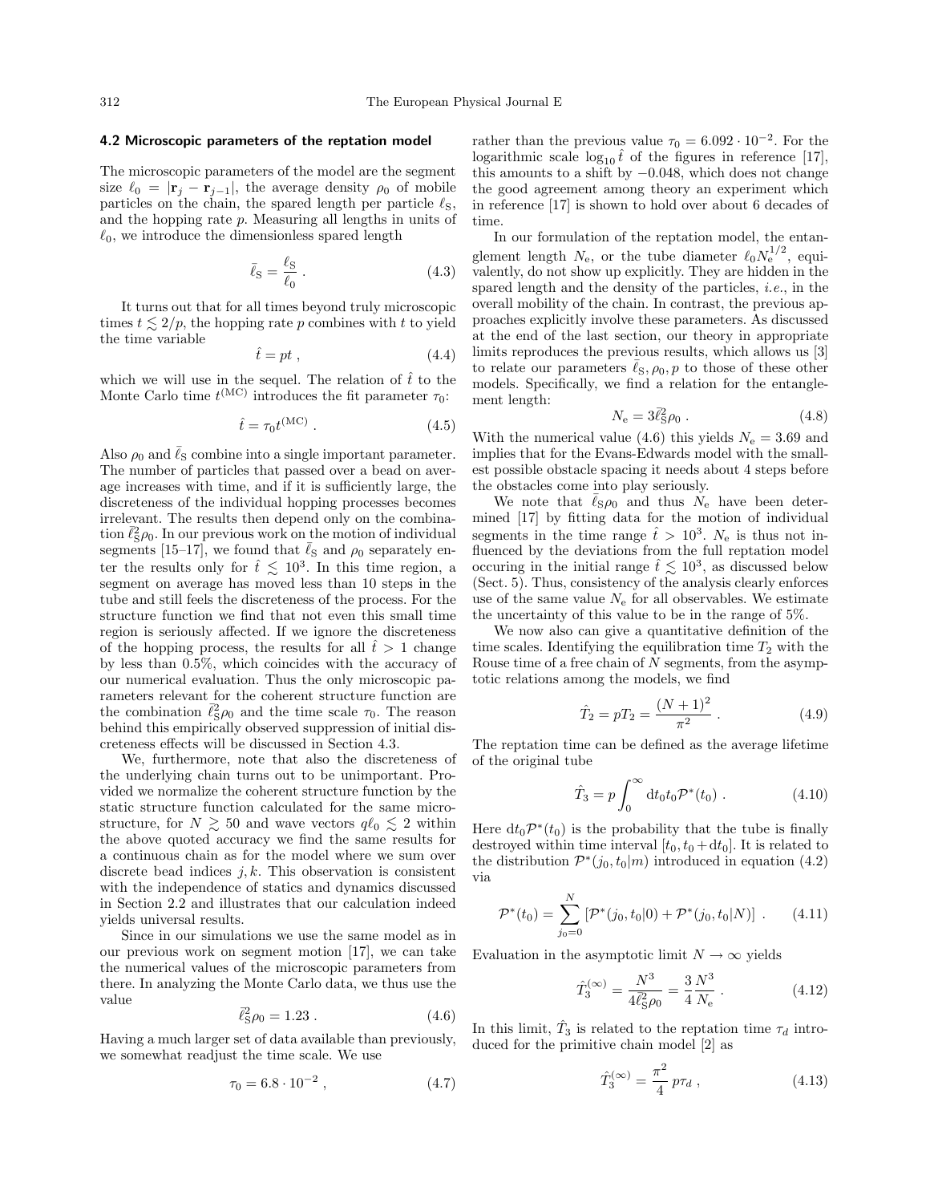### 4.2 Microscopic parameters of the reptation model

The microscopic parameters of the model are the segment size $\ell_0 = |\mathbf{r}_j - \mathbf{r}_{j-1}|$, the average density $\rho_0$ of mobile particles on the chain, the spared length per particle $\ell_{\rm S}$, and the hopping rate $p$. Measuring all lengths in units of $\ell_0$, we introduce the dimensionless spared length

$$\bar{\ell}_{\rm S} = \frac{\ell_{\rm S}}{\ell_0} \,. \tag{4.3}$$

It turns out that for all times beyond truly microscopic times $t \lesssim 2/p$, the hopping rate $p$ combines with $t$ to yield the time variable

$$\hat{t} = pt \,, \tag{4.4}$$

which we will use in the sequel. The relation of $\hat{t}$ to the Monte Carlo time $t^{(\rm MC)}$ introduces the fit parameter $\tau_0$:

$$\hat{t} = \tau_0 t^{(\rm MC)} \,. \tag{4.5}$$

Also $\rho_0$ and $\bar{\ell}_{\rm S}$ combine into a single important parameter. The number of particles that passed over a bead on average increases with time, and if it is sufficiently large, the discreteness of the individual hopping processes becomes irrelevant. The results then depend only on the combination $\bar{\ell}_{\rm S}^2\rho_0$. In our previous work on the motion of individual segments [15–17], we found that $\bar{\ell}_{\rm S}$ and $\rho_0$ separately enter the results only for $\hat{t} \lesssim 10^3$. In this time region, a segment on average has moved less than 10 steps in the tube and still feels the discreteness of the process. For the structure function we find that not even this small time region is seriously affected. If we ignore the discreteness of the hopping process, the results for all $\hat{t} > 1$ change by less than 0.5%, which coincides with the accuracy of our numerical evaluation. Thus the only microscopic parameters relevant for the coherent structure function are the combination $\bar{\ell}_{\rm S}^2\rho_0$ and the time scale $\tau_0$. The reason behind this empirically observed suppression of initial discreteness effects will be discussed in Section 4.3.

We, furthermore, note that also the discreteness of the underlying chain turns out to be unimportant. Provided we normalize the coherent structure function by the static structure function calculated for the same microstructure, for $N \gtrsim 50$ and wave vectors $q\ell_0 \lesssim 2$ within the above quoted accuracy we find the same results for a continuous chain as for the model where we sum over discrete bead indices $j, k$. This observation is consistent with the independence of statics and dynamics discussed in Section 2.2 and illustrates that our calculation indeed yields universal results.

Since in our simulations we use the same model as in our previous work on segment motion [17], we can take the numerical values of the microscopic parameters from there. In analyzing the Monte Carlo data, we thus use the value

$$\bar{\ell}_{\rm S}^2\rho_0 = 1.23 \,. \tag{4.6}$$

Having a much larger set of data available than previously, we somewhat readjust the time scale. We use

$$\tau_0 = 6.8 \cdot 10^{-2} \,, \tag{4.7}$$

rather than the previous value $\tau_0 = 6.092 \cdot 10^{-2}$. For the logarithmic scale $\log_{10}\hat{t}$ of the figures in reference [17], this amounts to a shift by $-0.048$, which does not change the good agreement among theory an experiment which in reference [17] is shown to hold over about 6 decades of time.

In our formulation of the reptation model, the entanglement length $N_{\rm e}$, or the tube diameter $\ell_0 N_{\rm e}^{1/2}$, equivalently, do not show up explicitly. They are hidden in the spared length and the density of the particles, *i.e.*, in the overall mobility of the chain. In contrast, the previous approaches explicitly involve these parameters. As discussed at the end of the last section, our theory in appropriate limits reproduces the previous results, which allows us [3] to relate our parameters $\bar{\ell}_{\rm S}, \rho_0, p$ to those of these other models. Specifically, we find a relation for the entanglement length:

$$N_{\rm e} = 3\bar{\ell}_{\rm S}^2\rho_0 \,. \tag{4.8}$$

With the numerical value (4.6) this yields $N_{\rm e} = 3.69$ and implies that for the Evans-Edwards model with the smallest possible obstacle spacing it needs about 4 steps before the obstacles come into play seriously.

We note that $\bar{\ell}_{\rm S}\rho_0$ and thus $N_{\rm e}$ have been determined [17] by fitting data for the motion of individual segments in the time range $\hat{t} > 10^3$. $N_{\rm e}$ is thus not influenced by the deviations from the full reptation model occuring in the initial range $\hat{t} \lesssim 10^3$, as discussed below (Sect. 5). Thus, consistency of the analysis clearly enforces use of the same value $N_{\rm e}$ for all observables. We estimate the uncertainty of this value to be in the range of 5%.

We now also can give a quantitative definition of the time scales. Identifying the equilibration time $T_2$ with the Rouse time of a free chain of $N$ segments, from the asymptotic relations among the models, we find

$$\hat{T}_2 = pT_2 = \frac{(N+1)^2}{\pi^2} \,. \tag{4.9}$$

The reptation time can be defined as the average lifetime of the original tube

$$\hat{T}_3 = p\int_0^\infty {\rm d}t_0 t_0 \mathcal{P}^*(t_0) \,. \tag{4.10}$$

Here ${\rm d}t_0\mathcal{P}^*(t_0)$ is the probability that the tube is finally destroyed within time interval $[t_0, t_0 + {\rm d}t_0]$. It is related to the distribution $\mathcal{P}^*(j_0, t_0|m)$ introduced in equation (4.2) via

$$\mathcal{P}^*(t_0) = \sum_{j_0=0}^{N} \left[\mathcal{P}^*(j_0, t_0|0) + \mathcal{P}^*(j_0, t_0|N)\right] \,. \tag{4.11}$$

Evaluation in the asymptotic limit $N \to \infty$ yields

$$\hat{T}_3^{(\infty)} = \frac{N^3}{4\bar{\ell}_{\rm S}^2\rho_0} = \frac{3}{4}\frac{N^3}{N_{\rm e}} \,. \tag{4.12}$$

In this limit, $\hat{T}_3$ is related to the reptation time $\tau_d$ introduced for the primitive chain model [2] as

$$\hat{T}_3^{(\infty)} = \frac{\pi^2}{4}\, p\tau_d \,, \tag{4.13}$$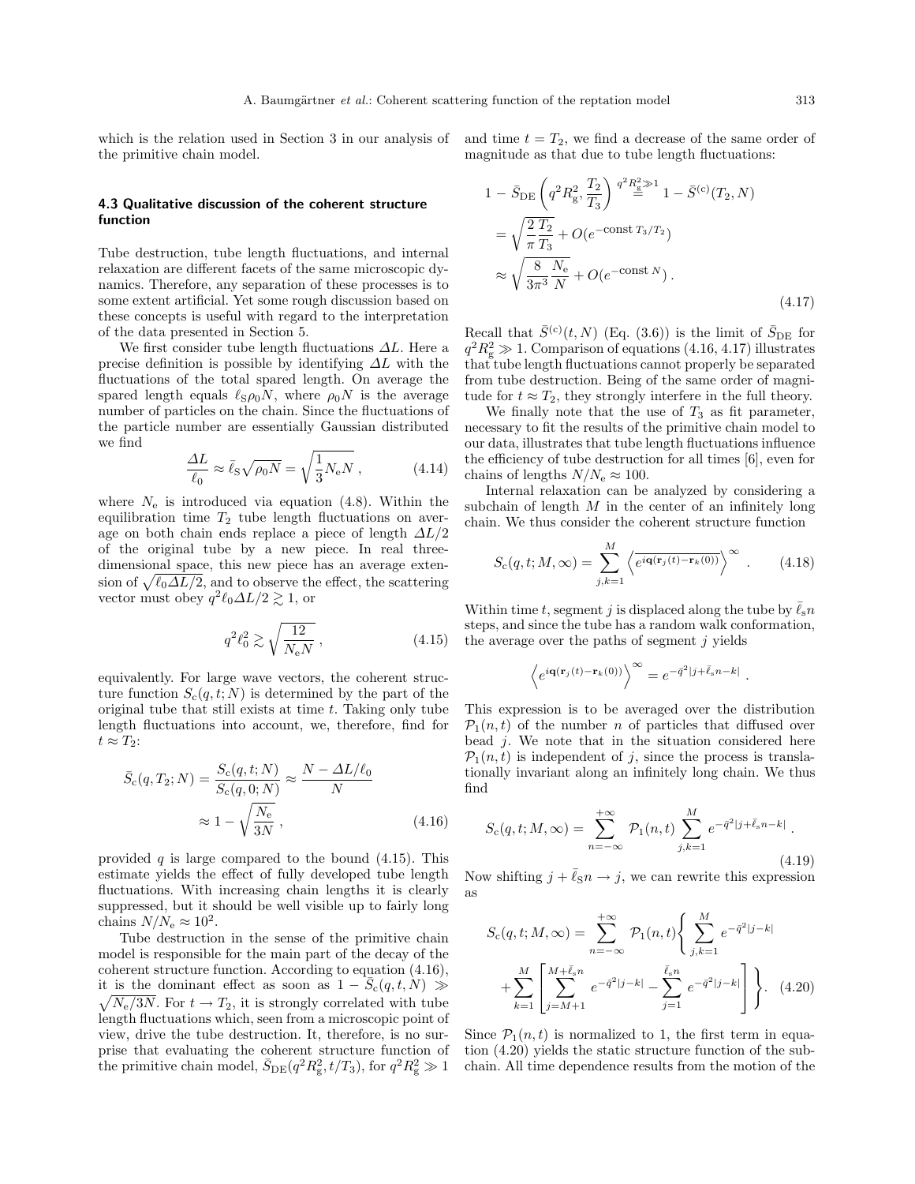which is the relation used in Section 3 in our analysis of the primitive chain model.

### 4.3 Qualitative discussion of the coherent structure function

Tube destruction, tube length fluctuations, and internal relaxation are different facets of the same microscopic dynamics. Therefore, any separation of these processes is to some extent artificial. Yet some rough discussion based on these concepts is useful with regard to the interpretation of the data presented in Section 5.

We first consider tube length fluctuations $\Delta L$. Here a precise definition is possible by identifying $\Delta L$ with the fluctuations of the total spared length. On average the spared length equals $\ell_S \rho_0 N$, where $\rho_0 N$ is the average number of particles on the chain. Since the fluctuations of the particle number are essentially Gaussian distributed we find

$$\frac{\Delta L}{\ell_0} \approx \bar{\ell}_S \sqrt{\rho_0 N} = \sqrt{\frac{1}{3} N_e N}\,, \tag{4.14}$$

where $N_e$ is introduced via equation (4.8). Within the equilibration time $T_2$ tube length fluctuations on average on both chain ends replace a piece of length $\Delta L/2$ of the original tube by a new piece. In real three-dimensional space, this new piece has an average extension of $\sqrt{\ell_0 \Delta L/2}$, and to observe the effect, the scattering vector must obey $q^2 \ell_0 \Delta L/2 \gtrsim 1$, or

$$q^2 \ell_0^2 \gtrsim \sqrt{\frac{12}{N_e N}}\,, \tag{4.15}$$

equivalently. For large wave vectors, the coherent structure function $S_c(q,t;N)$ is determined by the part of the original tube that still exists at time $t$. Taking only tube length fluctuations into account, we, therefore, find for $t \approx T_2$:

$$\bar{S}_c(q,T_2;N) = \frac{S_c(q,t;N)}{S_c(q,0;N)} \approx \frac{N - \Delta L/\ell_0}{N} \approx 1 - \sqrt{\frac{N_e}{3N}}\,, \tag{4.16}$$

provided $q$ is large compared to the bound (4.15). This estimate yields the effect of fully developed tube length fluctuations. With increasing chain lengths it is clearly suppressed, but it should be well visible up to fairly long chains $N/N_e \approx 10^2$.

Tube destruction in the sense of the primitive chain model is responsible for the main part of the decay of the coherent structure function. According to equation (4.16), it is the dominant effect as soon as $1 - \bar{S}_c(q,t,N) \gg \sqrt{N_e/3N}$. For $t \to T_2$, it is strongly correlated with tube length fluctuations which, seen from a microscopic point of view, drive the tube destruction. It, therefore, is no surprise that evaluating the coherent structure function of the primitive chain model, $\bar{S}_{DE}(q^2 R_g^2, t/T_3)$, for $q^2 R_g^2 \gg 1$ and time $t = T_2$, we find a decrease of the same order of magnitude as that due to tube length fluctuations:

$$\begin{aligned} 1 - \bar{S}_{DE}\left(q^2 R_g^2, \frac{T_2}{T_3}\right) &\overset{q^2 R_g^2 \gg 1}{=} 1 - \bar{S}^{(c)}(T_2, N) \\ &= \sqrt{\frac{2}{\pi}\frac{T_2}{T_3}} + O(e^{-\text{const}\, T_3/T_2}) \\ &\approx \sqrt{\frac{8}{3\pi^3}\frac{N_e}{N}} + O(e^{-\text{const}\, N})\,. \end{aligned} \tag{4.17}$$

Recall that $\bar{S}^{(c)}(t,N)$ (Eq. (3.6)) is the limit of $\bar{S}_{DE}$ for $q^2 R_g^2 \gg 1$. Comparison of equations (4.16, 4.17) illustrates that tube length fluctuations cannot properly be separated from tube destruction. Being of the same order of magnitude for $t \approx T_2$, they strongly interfere in the full theory.

We finally note that the use of $T_3$ as fit parameter, necessary to fit the results of the primitive chain model to our data, illustrates that tube length fluctuations influence the efficiency of tube destruction for all times [6], even for chains of lengths $N/N_e \approx 100$.

Internal relaxation can be analyzed by considering a subchain of length $M$ in the center of an infinitely long chain. We thus consider the coherent structure function

$$S_c(q,t;M,\infty) = \sum_{j,k=1}^{M} \left\langle \overline{e^{i\mathbf{q}(\mathbf{r}_j(t) - \mathbf{r}_k(0))}} \right\rangle^{\infty}\,. \tag{4.18}$$

Within time $t$, segment $j$ is displaced along the tube by $\bar{\ell}_s n$ steps, and since the tube has a random walk conformation, the average over the paths of segment $j$ yields

$$\left\langle e^{i\mathbf{q}(\mathbf{r}_j(t) - \mathbf{r}_k(0))} \right\rangle^{\infty} = e^{-\bar{q}^2 |j + \bar{\ell}_s n - k|}\,.$$

This expression is to be averaged over the distribution $\mathcal{P}_1(n,t)$ of the number $n$ of particles that diffused over bead $j$. We note that in the situation considered here $\mathcal{P}_1(n,t)$ is independent of $j$, since the process is translationally invariant along an infinitely long chain. We thus find

$$S_c(q,t;M,\infty) = \sum_{n=-\infty}^{+\infty} \mathcal{P}_1(n,t) \sum_{j,k=1}^{M} e^{-\bar{q}^2 |j + \bar{\ell}_s n - k|}\,. \tag{4.19}$$

Now shifting $j + \bar{\ell}_S n \to j$, we can rewrite this expression as

$$S_c(q,t;M,\infty) = \sum_{n=-\infty}^{+\infty} \mathcal{P}_1(n,t) \left\{ \sum_{j,k=1}^{M} e^{-\bar{q}^2|j-k|} + \sum_{k=1}^{M} \left[ \sum_{j=M+1}^{M+\bar{\ell}_s n} e^{-\bar{q}^2|j-k|} - \sum_{j=1}^{\bar{\ell}_s n} e^{-\bar{q}^2|j-k|} \right] \right\}. \tag{4.20}$$

Since $\mathcal{P}_1(n,t)$ is normalized to 1, the first term in equation (4.20) yields the static structure function of the subchain. All time dependence results from the motion of the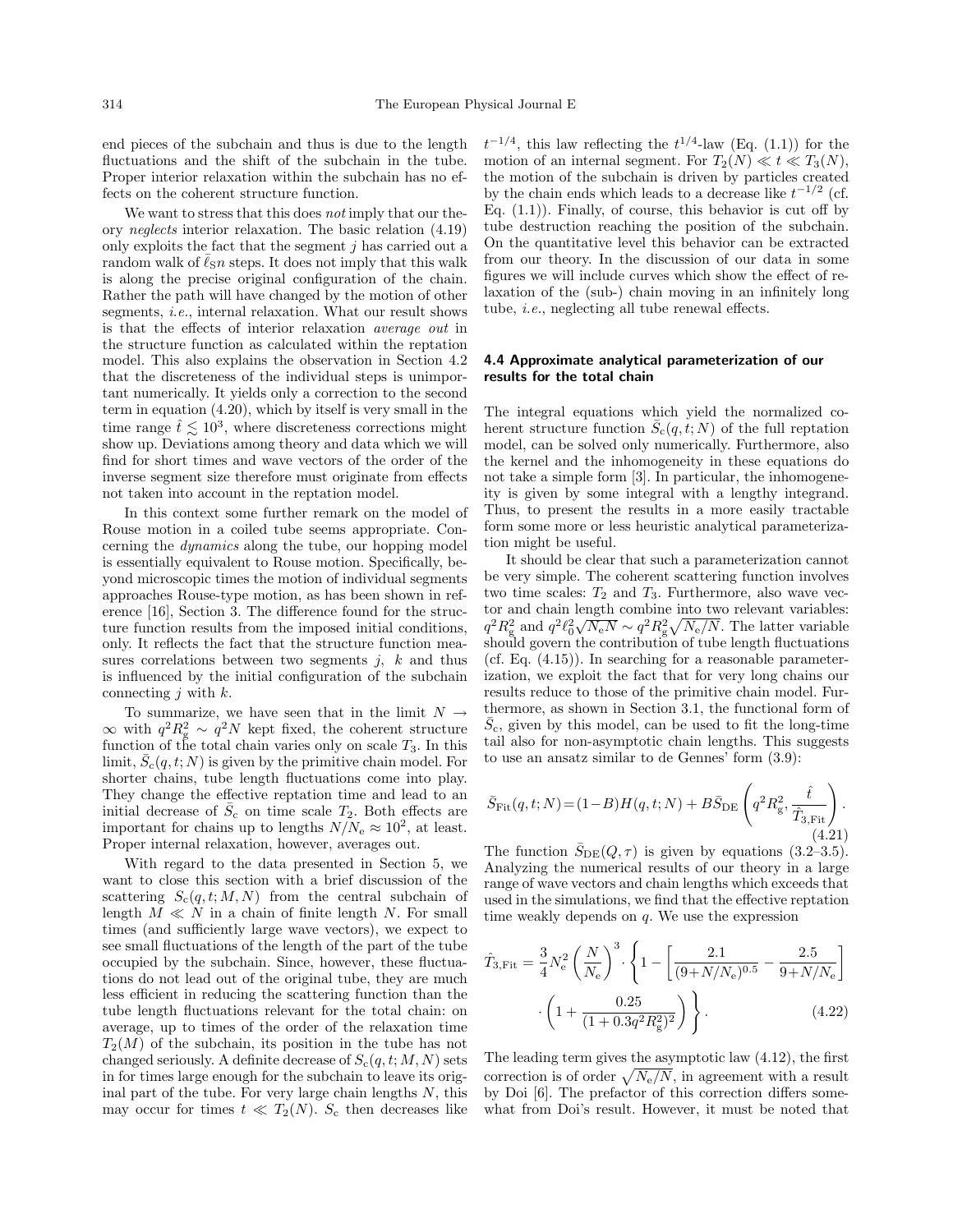end pieces of the subchain and thus is due to the length fluctuations and the shift of the subchain in the tube. Proper interior relaxation within the subchain has no effects on the coherent structure function.

We want to stress that this does *not* imply that our theory *neglects* interior relaxation. The basic relation (4.19) only exploits the fact that the segment $j$ has carried out a random walk of $\bar{\ell}_{\rm S} n$ steps. It does not imply that this walk is along the precise original configuration of the chain. Rather the path will have changed by the motion of other segments, *i.e.*, internal relaxation. What our result shows is that the effects of interior relaxation *average out* in the structure function as calculated within the reptation model. This also explains the observation in Section 4.2 that the discreteness of the individual steps is unimportant numerically. It yields only a correction to the second term in equation (4.20), which by itself is very small in the time range $\hat{t} \lesssim 10^3$, where discreteness corrections might show up. Deviations among theory and data which we will find for short times and wave vectors of the order of the inverse segment size therefore must originate from effects not taken into account in the reptation model.

In this context some further remark on the model of Rouse motion in a coiled tube seems appropriate. Concerning the *dynamics* along the tube, our hopping model is essentially equivalent to Rouse motion. Specifically, beyond microscopic times the motion of individual segments approaches Rouse-type motion, as has been shown in reference [16], Section 3. The difference found for the structure function results from the imposed initial conditions, only. It reflects the fact that the structure function measures correlations between two segments $j$, $k$ and thus is influenced by the initial configuration of the subchain connecting $j$ with $k$.

To summarize, we have seen that in the limit $N \to \infty$ with $q^2 R_{\rm g}^2 \sim q^2 N$ kept fixed, the coherent structure function of the total chain varies only on scale $T_3$. In this limit, $\bar{S}_{\rm c}(q,t;N)$ is given by the primitive chain model. For shorter chains, tube length fluctuations come into play. They change the effective reptation time and lead to an initial decrease of $\bar{S}_{\rm c}$ on time scale $T_2$. Both effects are important for chains up to lengths $N/N_{\rm e} \approx 10^2$, at least. Proper internal relaxation, however, averages out.

With regard to the data presented in Section 5, we want to close this section with a brief discussion of the scattering $S_{\rm c}(q,t;M,N)$ from the central subchain of length $M \ll N$ in a chain of finite length $N$. For small times (and sufficiently large wave vectors), we expect to see small fluctuations of the length of the part of the tube occupied by the subchain. Since, however, these fluctuations do not lead out of the original tube, they are much less efficient in reducing the scattering function than the tube length fluctuations relevant for the total chain: on average, up to times of the order of the relaxation time $T_2(M)$ of the subchain, its position in the tube has not changed seriously. A definite decrease of $S_{\rm c}(q,t;M,N)$ sets in for times large enough for the subchain to leave its original part of the tube. For very large chain lengths $N$, this may occur for times $t \ll T_2(N)$. $S_{\rm c}$ then decreases like $t^{-1/4}$, this law reflecting the $t^{1/4}$-law (Eq. (1.1)) for the motion of an internal segment. For $T_2(N) \ll t \ll T_3(N)$, the motion of the subchain is driven by particles created by the chain ends which leads to a decrease like $t^{-1/2}$ (cf. Eq. (1.1)). Finally, of course, this behavior is cut off by tube destruction reaching the position of the subchain. On the quantitative level this behavior can be extracted from our theory. In the discussion of our data in some figures we will include curves which show the effect of relaxation of the (sub-) chain moving in an infinitely long tube, *i.e.*, neglecting all tube renewal effects.

### 4.4 Approximate analytical parameterization of our results for the total chain

The integral equations which yield the normalized coherent structure function $\bar{S}_{\rm c}(q,t;N)$ of the full reptation model, can be solved only numerically. Furthermore, also the kernel and the inhomogeneity in these equations do not take a simple form [3]. In particular, the inhomogeneity is given by some integral with a lengthy integrand. Thus, to present the results in a more easily tractable form some more or less heuristic analytical parameterization might be useful.

It should be clear that such a parameterization cannot be very simple. The coherent scattering function involves two time scales: $T_2$ and $T_3$. Furthermore, also wave vector and chain length combine into two relevant variables: $q^2 R_{\rm g}^2$ and $q^2 \ell_0^2 \sqrt{N_{\rm e} N} \sim q^2 R_{\rm g}^2 \sqrt{N_{\rm e}/N}$. The latter variable should govern the contribution of tube length fluctuations (cf. Eq. (4.15)). In searching for a reasonable parameterization, we exploit the fact that for very long chains our results reduce to those of the primitive chain model. Furthermore, as shown in Section 3.1, the functional form of $\bar{S}_{\rm c}$, given by this model, can be used to fit the long-time tail also for non-asymptotic chain lengths. This suggests to use an ansatz similar to de Gennes' form (3.9):

$$\bar{S}_{\rm Fit}(q,t;N) = (1-B) H(q,t;N) + B \bar{S}_{\rm DE}\left(q^2 R_{\rm g}^2, \frac{\hat{t}}{\hat{T}_{3,{\rm Fit}}}\right). \tag{4.21}$$

The function $\bar{S}_{\rm DE}(Q,\tau)$ is given by equations (3.2–3.5). Analyzing the numerical results of our theory in a large range of wave vectors and chain lengths which exceeds that used in the simulations, we find that the effective reptation time weakly depends on $q$. We use the expression

$$\hat{T}_{3,{\rm Fit}} = \frac{3}{4} N_{\rm e}^2 \left(\frac{N}{N_{\rm e}}\right)^3 \cdot \left\{ 1 - \left[\frac{2.1}{(9+N/N_{\rm e})^{0.5}} - \frac{2.5}{9+N/N_{\rm e}}\right] \cdot \left(1 + \frac{0.25}{(1+0.3 q^2 R_{\rm g}^2)^2}\right) \right\}. \tag{4.22}$$

The leading term gives the asymptotic law (4.12), the first correction is of order $\sqrt{N_{\rm e}/N}$, in agreement with a result by Doi [6]. The prefactor of this correction differs somewhat from Doi's result. However, it must be noted that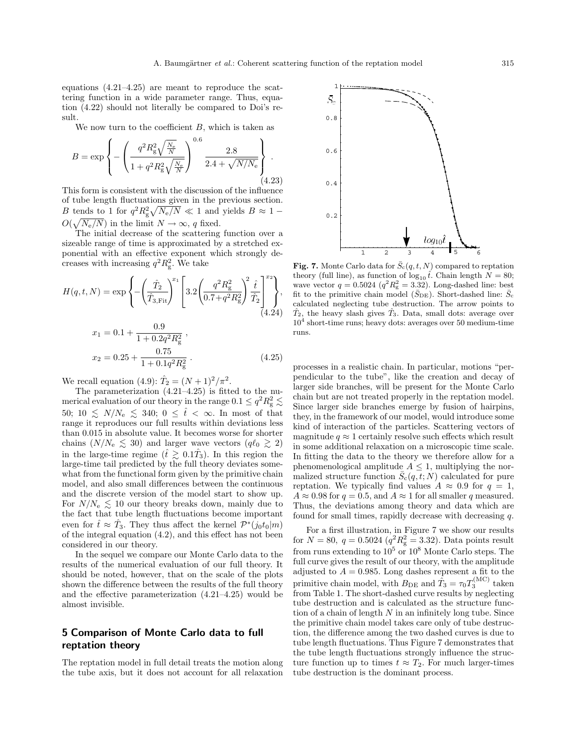equations (4.21–4.25) are meant to reproduce the scattering function in a wide parameter range. Thus, equation (4.22) should not literally be compared to Doi's result.

We now turn to the coefficient $B$, which is taken as

$$B = \exp\left\{-\left(\frac{q^2R_g^2\sqrt{\frac{N_e}{N}}}{1+q^2R_g^2\sqrt{\frac{N_e}{N}}}\right)^{0.6}\frac{2.8}{2.4+\sqrt{N/N_e}}\right\}. \tag{4.23}$$

This form is consistent with the discussion of the influence of tube length fluctuations given in the previous section. $B$ tends to 1 for $q^2R_g^2\sqrt{N_e/N} \ll 1$ and yields $B \approx 1 - O(\sqrt{N_e/N})$ in the limit $N \to \infty$, $q$ fixed.

The initial decrease of the scattering function over a sizeable range of time is approximated by a stretched exponential with an effective exponent which strongly decreases with increasing $q^2R_g^2$. We take

$$H(q,t,N) = \exp\left\{-\left(\frac{\hat{T}_2}{\hat{T}_{3,\mathrm{Fit}}}\right)^{x_1}\left[3.2\left(\frac{q^2R_g^2}{0.7+q^2R_g^2}\right)^2\frac{\hat{t}}{\hat{T}_2}\right]^{x_2}\right\}, \tag{4.24}$$

$$x_1 = 0.1 + \frac{0.9}{1+0.2q^2R_g^2},$$
$$x_2 = 0.25 + \frac{0.75}{1+0.1q^2R_g^2}. \tag{4.25}$$

We recall equation (4.9): $\hat{T}_2 = (N+1)^2/\pi^2$.

The parameterization (4.21–4.25) is fitted to the numerical evaluation of our theory in the range $0.1 \le q^2R_g^2 \lesssim 50$; $10 \lesssim N/N_e \lesssim 340$; $0 \le \hat{t} < \infty$. In most of that range it reproduces our full results within deviations less than 0.015 in absolute value. It becomes worse for shorter chains ($N/N_e \lesssim 30$) and larger wave vectors ($q\ell_0 \gtrsim 2$) in the large-time regime ($\hat{t} \gtrsim 0.1\hat{T}_3$). In this region the large-time tail predicted by the full theory deviates somewhat from the functional form given by the primitive chain model, and also small differences between the continuous and the discrete version of the model start to show up. For $N/N_e \lesssim 10$ our theory breaks down, mainly due to the fact that tube length fluctuations become important even for $\hat{t} \approx \hat{T}_3$. They thus affect the kernel $\mathcal{P}^*(j_0t_0|m)$ of the integral equation (4.2), and this effect has not been considered in our theory.

In the sequel we compare our Monte Carlo data to the results of the numerical evaluation of our full theory. It should be noted, however, that on the scale of the plots shown the difference between the results of the full theory and the effective parameterization (4.21–4.25) would be almost invisible.

## 5 Comparison of Monte Carlo data to full reptation theory

The reptation model in full detail treats the motion along the tube axis, but it does not account for all relaxation processes in a realistic chain. In particular, motions "perpendicular to the tube", like the creation and decay of larger side branches, will be present for the Monte Carlo chain but are not treated properly in the reptation model. Since larger side branches emerge by fusion of hairpins, they, in the framework of our model, would introduce some kind of interaction of the particles. Scattering vectors of magnitude $q \approx 1$ certainly resolve such effects which result in some additional relaxation on a microscopic time scale. In fitting the data to the theory we therefore allow for a phenomenological amplitude $A \le 1$, multiplying the normalized structure function $\bar{S}_c(q,t;N)$ calculated for pure reptation. We typically find values $A \approx 0.9$ for $q = 1$, $A \approx 0.98$ for $q = 0.5$, and $A \approx 1$ for all smaller $q$ measured. Thus, the deviations among theory and data which are found for small times, rapidly decrease with decreasing $q$.

**Fig. 7.** Monte Carlo data for $\bar{S}_c(q,t,N)$ compared to reptation theory (full line), as function of $\log_{10}\hat{t}$. Chain length $N = 80$; wave vector $q = 0.5024$ ($q^2R_g^2 = 3.32$). Long-dashed line: best fit to the primitive chain model ($\bar{S}_{\mathrm{DE}}$). Short-dashed line: $\bar{S}_c$ calculated neglecting tube destruction. The arrow points to $\hat{T}_2$, the heavy slash gives $\hat{T}_3$. Data, small dots: average over $10^4$ short-time runs; heavy dots: averages over 50 medium-time runs.

For a first illustration, in Figure 7 we show our results for $N = 80$, $q = 0.5024$ ($q^2R_g^2 = 3.32$). Data points result from runs extending to $10^5$ or $10^8$ Monte Carlo steps. The full curve gives the result of our theory, with the amplitude adjusted to $A = 0.985$. Long dashes represent a fit to the primitive chain model, with $B_{\mathrm{DE}}$ and $\hat{T}_3 = \tau_0T_3^{(\mathrm{MC})}$ taken from Table 1. The short-dashed curve results by neglecting tube destruction and is calculated as the structure function of a chain of length $N$ in an infinitely long tube. Since the primitive chain model takes care only of tube destruction, the difference among the two dashed curves is due to tube length fluctuations. Thus Figure 7 demonstrates that the tube length fluctuations strongly influence the structure function up to times $t \approx T_2$. For much larger-times tube destruction is the dominant process.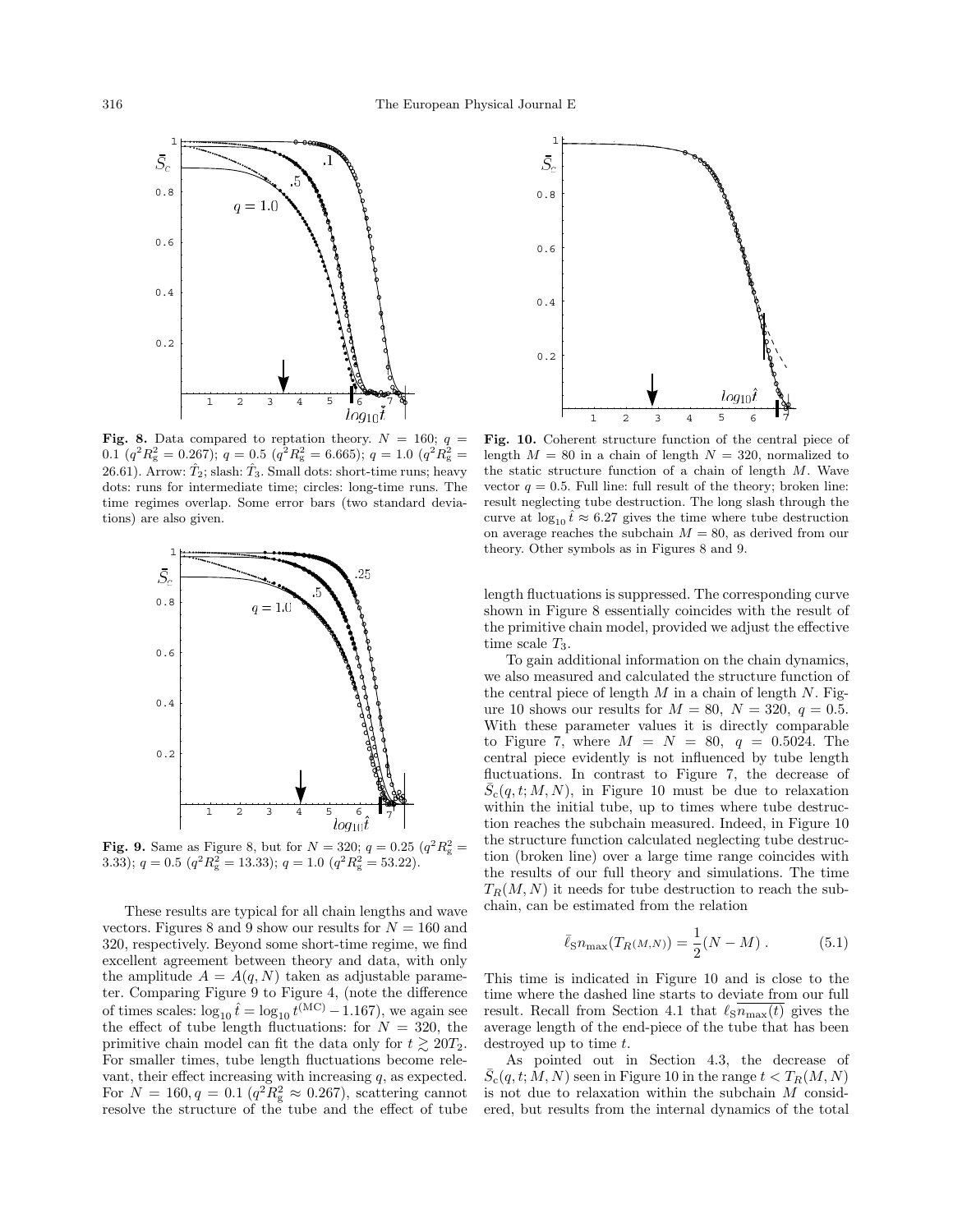**Fig. 8.** Data compared to reptation theory. $N = 160$; $q = 0.1$ ($q^2R_g^2 = 0.267$); $q = 0.5$ ($q^2R_g^2 = 6.665$); $q = 1.0$ ($q^2R_g^2 = 26.61$). Arrow: $\hat{T}_2$; slash: $\hat{T}_3$. Small dots: short-time runs; heavy dots: runs for intermediate time; circles: long-time runs. The time regimes overlap. Some error bars (two standard deviations) are also given.

**Fig. 9.** Same as Figure 8, but for $N = 320$; $q = 0.25$ ($q^2R_g^2 = 3.33$); $q = 0.5$ ($q^2R_g^2 = 13.33$); $q = 1.0$ ($q^2R_g^2 = 53.22$).

These results are typical for all chain lengths and wave vectors. Figures 8 and 9 show our results for $N = 160$ and 320, respectively. Beyond some short-time regime, we find excellent agreement between theory and data, with only the amplitude $A = A(q, N)$ taken as adjustable parameter. Comparing Figure 9 to Figure 4, (note the difference of times scales: $\log_{10} \hat{t} = \log_{10} t^{(\mathrm{MC})} - 1.167$), we again see the effect of tube length fluctuations: for $N = 320$, the primitive chain model can fit the data only for $t \gtrsim 20T_2$. For smaller times, tube length fluctuations become relevant, their effect increasing with increasing $q$, as expected. For $N = 160, q = 0.1$ ($q^2R_g^2 \approx 0.267$), scattering cannot resolve the structure of the tube and the effect of tube length fluctuations is suppressed. The corresponding curve shown in Figure 8 essentially coincides with the result of the primitive chain model, provided we adjust the effective time scale $T_3$.

**Fig. 10.** Coherent structure function of the central piece of length $M = 80$ in a chain of length $N = 320$, normalized to the static structure function of a chain of length $M$. Wave vector $q = 0.5$. Full line: full result of the theory; broken line: result neglecting tube destruction. The long slash through the curve at $\log_{10} \hat{t} \approx 6.27$ gives the time where tube destruction on average reaches the subchain $M = 80$, as derived from our theory. Other symbols as in Figures 8 and 9.

To gain additional information on the chain dynamics, we also measured and calculated the structure function of the central piece of length $M$ in a chain of length $N$. Figure 10 shows our results for $M = 80$, $N = 320$, $q = 0.5$. With these parameter values it is directly comparable to Figure 7, where $M = N = 80$, $q = 0.5024$. The central piece evidently is not influenced by tube length fluctuations. In contrast to Figure 7, the decrease of $\bar{S}_c(q, t; M, N)$, in Figure 10 must be due to relaxation within the initial tube, up to times where tube destruction reaches the subchain measured. Indeed, in Figure 10 the structure function calculated neglecting tube destruction (broken line) over a large time range coincides with the results of our full theory and simulations. The time $T_R(M, N)$ it needs for tube destruction to reach the subchain, can be estimated from the relation

$$\bar{\ell}_S n_{\max}(T_{R(M,N)}) = \frac{1}{2}(N - M) . \tag{5.1}$$

This time is indicated in Figure 10 and is close to the time where the dashed line starts to deviate from our full result. Recall from Section 4.1 that $\ell_S \overline{n_{\max}(t)}$ gives the average length of the end-piece of the tube that has been destroyed up to time $t$.

As pointed out in Section 4.3, the decrease of $\bar{S}_c(q, t; M, N)$ seen in Figure 10 in the range $t < T_R(M, N)$ is not due to relaxation within the subchain $M$ considered, but results from the internal dynamics of the total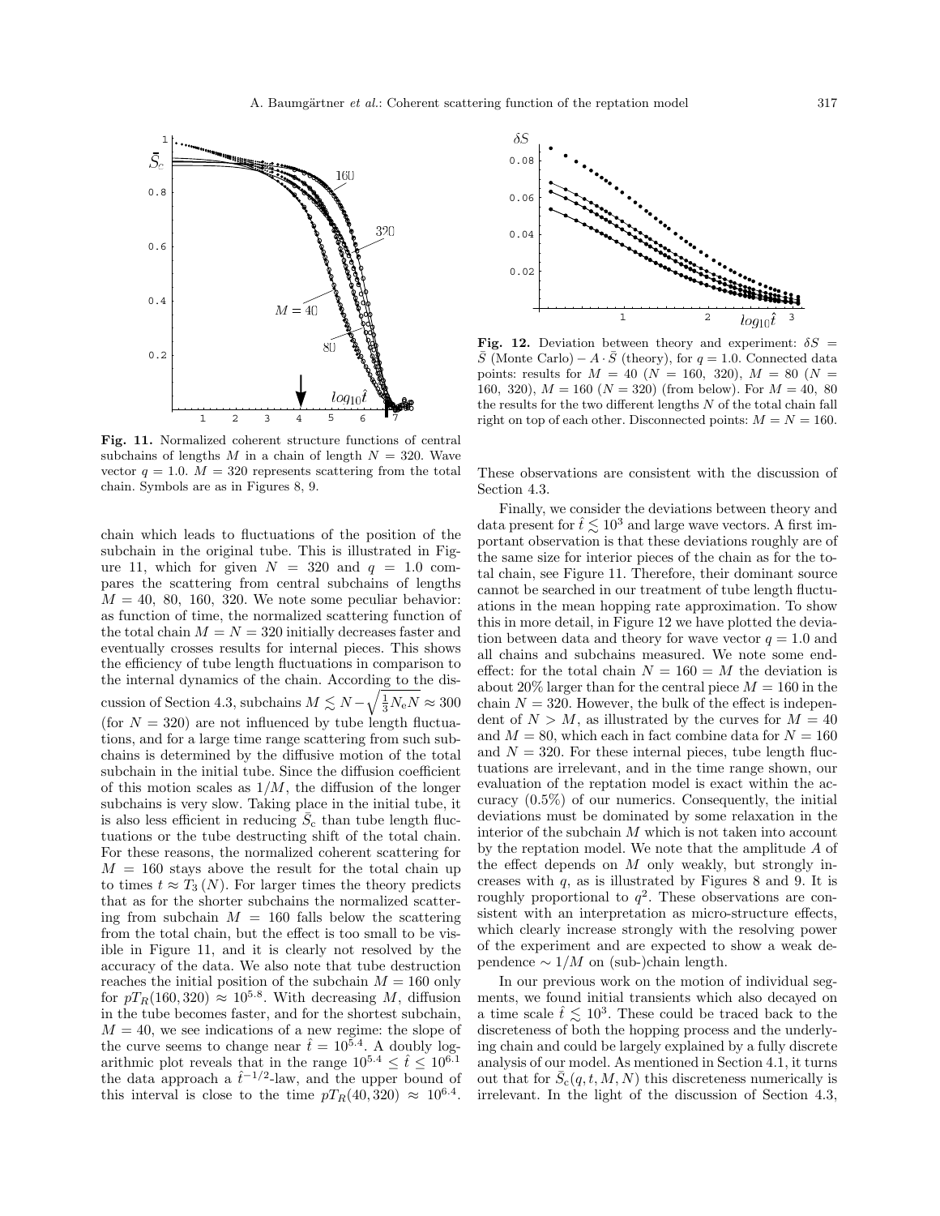**Fig. 11.** Normalized coherent structure functions of central subchains of lengths $M$ in a chain of length $N = 320$. Wave vector $q = 1.0$. $M = 320$ represents scattering from the total chain. Symbols are as in Figures 8, 9.

**Fig. 12.** Deviation between theory and experiment: $\delta S = \bar{S}$ (Monte Carlo) $- A \cdot \bar{S}$ (theory), for $q = 1.0$. Connected data points: results for $M = 40$ ($N = 160$, 320), $M = 80$ ($N = 160$, 320), $M = 160$ ($N = 320$) (from below). For $M = 40$, 80 the results for the two different lengths $N$ of the total chain fall right on top of each other. Disconnected points: $M = N = 160$.

chain which leads to fluctuations of the position of the subchain in the original tube. This is illustrated in Figure 11, which for given $N = 320$ and $q = 1.0$ compares the scattering from central subchains of lengths $M = 40$, 80, 160, 320. We note some peculiar behavior: as function of time, the normalized scattering function of the total chain $M = N = 320$ initially decreases faster and eventually crosses results for internal pieces. This shows the efficiency of tube length fluctuations in comparison to the internal dynamics of the chain. According to the discussion of Section 4.3, subchains $M \lesssim N - \sqrt{\frac{1}{3}N_e N} \approx 300$ (for $N = 320$) are not influenced by tube length fluctuations, and for a large time range scattering from such subchains is determined by the diffusive motion of the total subchain in the initial tube. Since the diffusion coefficient of this motion scales as $1/M$, the diffusion of the longer subchains is very slow. Taking place in the initial tube, it is also less efficient in reducing $\bar{S}_c$ than tube length fluctuations or the tube destructing shift of the total chain. For these reasons, the normalized coherent scattering for $M = 160$ stays above the result for the total chain up to times $t \approx T_3(N)$. For larger times the theory predicts that as for the shorter subchains the normalized scattering from subchain $M = 160$ falls below the scattering from the total chain, but the effect is too small to be visible in Figure 11, and it is clearly not resolved by the accuracy of the data. We also note that tube destruction reaches the initial position of the subchain $M = 160$ only for $pT_R(160, 320) \approx 10^{5.8}$. With decreasing $M$, diffusion in the tube becomes faster, and for the shortest subchain, $M = 40$, we see indications of a new regime: the slope of the curve seems to change near $\hat{t} = 10^{5.4}$. A doubly logarithmic plot reveals that in the range $10^{5.4} \leq \hat{t} \leq 10^{6.1}$ the data approach a $\hat{t}^{-1/2}$-law, and the upper bound of this interval is close to the time $pT_R(40, 320) \approx 10^{6.4}$. These observations are consistent with the discussion of Section 4.3.

Finally, we consider the deviations between theory and data present for $\hat{t} \lesssim 10^3$ and large wave vectors. A first important observation is that these deviations roughly are of the same size for interior pieces of the chain as for the total chain, see Figure 11. Therefore, their dominant source cannot be searched in our treatment of tube length fluctuations in the mean hopping rate approximation. To show this in more detail, in Figure 12 we have plotted the deviation between data and theory for wave vector $q = 1.0$ and all chains and subchains measured. We note some end-effect: for the total chain $N = 160 = M$ the deviation is about 20% larger than for the central piece $M = 160$ in the chain $N = 320$. However, the bulk of the effect is independent of $N > M$, as illustrated by the curves for $M = 40$ and $M = 80$, which each in fact combine data for $N = 160$ and $N = 320$. For these internal pieces, tube length fluctuations are irrelevant, and in the time range shown, our evaluation of the reptation model is exact within the accuracy (0.5%) of our numerics. Consequently, the initial deviations must be dominated by some relaxation in the interior of the subchain $M$ which is not taken into account by the reptation model. We note that the amplitude $A$ of the effect depends on $M$ only weakly, but strongly increases with $q$, as is illustrated by Figures 8 and 9. It is roughly proportional to $q^2$. These observations are consistent with an interpretation as micro-structure effects, which clearly increase strongly with the resolving power of the experiment and are expected to show a weak dependence $\sim 1/M$ on (sub-)chain length.

In our previous work on the motion of individual segments, we found initial transients which also decayed on a time scale $\hat{t} \lesssim 10^3$. These could be traced back to the discreteness of both the hopping process and the underlying chain and could be largely explained by a fully discrete analysis of our model. As mentioned in Section 4.1, it turns out that for $\bar{S}_c(q, t, M, N)$ this discreteness numerically is irrelevant. In the light of the discussion of Section 4.3,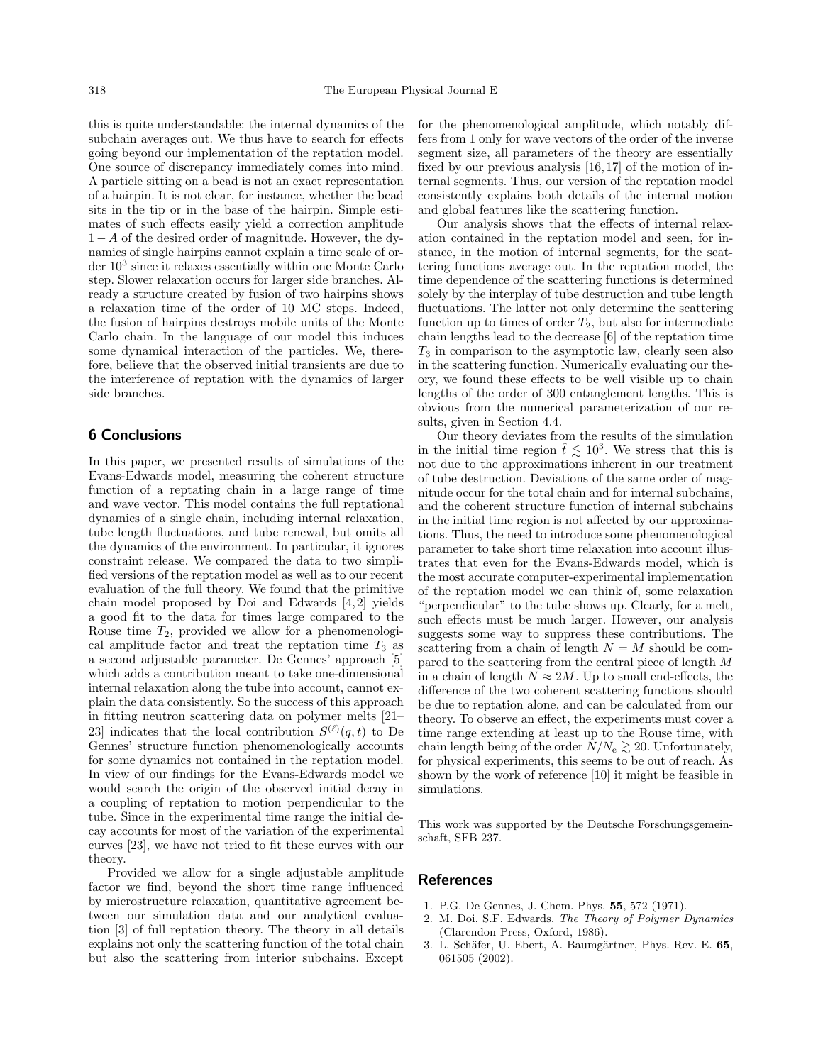this is quite understandable: the internal dynamics of the subchain averages out. We thus have to search for effects going beyond our implementation of the reptation model. One source of discrepancy immediately comes into mind. A particle sitting on a bead is not an exact representation of a hairpin. It is not clear, for instance, whether the bead sits in the tip or in the base of the hairpin. Simple estimates of such effects easily yield a correction amplitude $1 - A$ of the desired order of magnitude. However, the dynamics of single hairpins cannot explain a time scale of order $10^3$ since it relaxes essentially within one Monte Carlo step. Slower relaxation occurs for larger side branches. Already a structure created by fusion of two hairpins shows a relaxation time of the order of 10 MC steps. Indeed, the fusion of hairpins destroys mobile units of the Monte Carlo chain. In the language of our model this induces some dynamical interaction of the particles. We, therefore, believe that the observed initial transients are due to the interference of reptation with the dynamics of larger side branches.

## 6 Conclusions

In this paper, we presented results of simulations of the Evans-Edwards model, measuring the coherent structure function of a reptating chain in a large range of time and wave vector. This model contains the full reptational dynamics of a single chain, including internal relaxation, tube length fluctuations, and tube renewal, but omits all the dynamics of the environment. In particular, it ignores constraint release. We compared the data to two simplified versions of the reptation model as well as to our recent evaluation of the full theory. We found that the primitive chain model proposed by Doi and Edwards [4,2] yields a good fit to the data for times large compared to the Rouse time $T_2$, provided we allow for a phenomenological amplitude factor and treat the reptation time $T_3$ as a second adjustable parameter. De Gennes' approach [5] which adds a contribution meant to take one-dimensional internal relaxation along the tube into account, cannot explain the data consistently. So the success of this approach in fitting neutron scattering data on polymer melts [21–23] indicates that the local contribution $S^{(\ell)}(q,t)$ to De Gennes' structure function phenomenologically accounts for some dynamics not contained in the reptation model. In view of our findings for the Evans-Edwards model we would search the origin of the observed initial decay in a coupling of reptation to motion perpendicular to the tube. Since in the experimental time range the initial decay accounts for most of the variation of the experimental curves [23], we have not tried to fit these curves with our theory.

Provided we allow for a single adjustable amplitude factor we find, beyond the short time range influenced by microstructure relaxation, quantitative agreement between our simulation data and our analytical evaluation [3] of full reptation theory. The theory in all details explains not only the scattering function of the total chain but also the scattering from interior subchains. Except for the phenomenological amplitude, which notably differs from 1 only for wave vectors of the order of the inverse segment size, all parameters of the theory are essentially fixed by our previous analysis [16,17] of the motion of internal segments. Thus, our version of the reptation model consistently explains both details of the internal motion and global features like the scattering function.

Our analysis shows that the effects of internal relaxation contained in the reptation model and seen, for instance, in the motion of internal segments, for the scattering functions average out. In the reptation model, the time dependence of the scattering functions is determined solely by the interplay of tube destruction and tube length fluctuations. The latter not only determine the scattering function up to times of order $T_2$, but also for intermediate chain lengths lead to the decrease [6] of the reptation time $T_3$ in comparison to the asymptotic law, clearly seen also in the scattering function. Numerically evaluating our theory, we found these effects to be well visible up to chain lengths of the order of 300 entanglement lengths. This is obvious from the numerical parameterization of our results, given in Section 4.4.

Our theory deviates from the results of the simulation in the initial time region $\hat{t} \lesssim 10^3$. We stress that this is not due to the approximations inherent in our treatment of tube destruction. Deviations of the same order of magnitude occur for the total chain and for internal subchains, and the coherent structure function of internal subchains in the initial time region is not affected by our approximations. Thus, the need to introduce some phenomenological parameter to take short time relaxation into account illustrates that even for the Evans-Edwards model, which is the most accurate computer-experimental implementation of the reptation model we can think of, some relaxation "perpendicular" to the tube shows up. Clearly, for a melt, such effects must be much larger. However, our analysis suggests some way to suppress these contributions. The scattering from a chain of length $N = M$ should be compared to the scattering from the central piece of length $M$ in a chain of length $N \approx 2M$. Up to small end-effects, the difference of the two coherent scattering functions should be due to reptation alone, and can be calculated from our theory. To observe an effect, the experiments must cover a time range extending at least up to the Rouse time, with chain length being of the order $N/N_e \gtrsim 20$. Unfortunately, for physical experiments, this seems to be out of reach. As shown by the work of reference [10] it might be feasible in simulations.

This work was supported by the Deutsche Forschungsgemeinschaft, SFB 237.

## References

1. P.G. De Gennes, J. Chem. Phys. **55**, 572 (1971).
2. M. Doi, S.F. Edwards, *The Theory of Polymer Dynamics* (Clarendon Press, Oxford, 1986).
3. L. Schäfer, U. Ebert, A. Baumgärtner, Phys. Rev. E. **65**, 061505 (2002).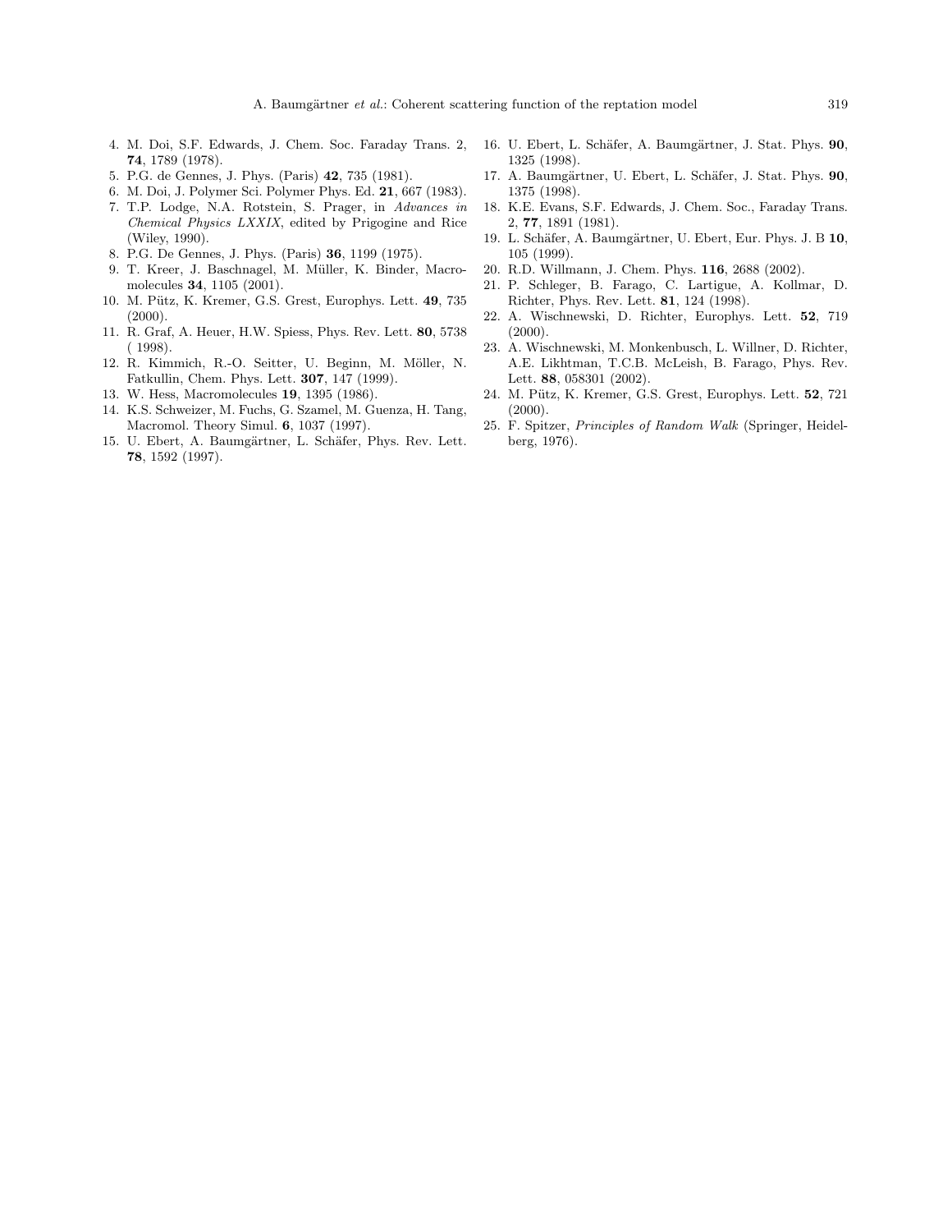4. M. Doi, S.F. Edwards, J. Chem. Soc. Faraday Trans. 2, **74**, 1789 (1978).
5. P.G. de Gennes, J. Phys. (Paris) **42**, 735 (1981).
6. M. Doi, J. Polymer Sci. Polymer Phys. Ed. **21**, 667 (1983).
7. T.P. Lodge, N.A. Rotstein, S. Prager, in *Advances in Chemical Physics LXXIX*, edited by Prigogine and Rice (Wiley, 1990).
8. P.G. De Gennes, J. Phys. (Paris) **36**, 1199 (1975).
9. T. Kreer, J. Baschnagel, M. Müller, K. Binder, Macromolecules **34**, 1105 (2001).
10. M. Pütz, K. Kremer, G.S. Grest, Europhys. Lett. **49**, 735 (2000).
11. R. Graf, A. Heuer, H.W. Spiess, Phys. Rev. Lett. **80**, 5738 ( 1998).
12. R. Kimmich, R.-O. Seitter, U. Beginn, M. Möller, N. Fatkullin, Chem. Phys. Lett. **307**, 147 (1999).
13. W. Hess, Macromolecules **19**, 1395 (1986).
14. K.S. Schweizer, M. Fuchs, G. Szamel, M. Guenza, H. Tang, Macromol. Theory Simul. **6**, 1037 (1997).
15. U. Ebert, A. Baumgärtner, L. Schäfer, Phys. Rev. Lett. **78**, 1592 (1997).
16. U. Ebert, L. Schäfer, A. Baumgärtner, J. Stat. Phys. **90**, 1325 (1998).
17. A. Baumgärtner, U. Ebert, L. Schäfer, J. Stat. Phys. **90**, 1375 (1998).
18. K.E. Evans, S.F. Edwards, J. Chem. Soc., Faraday Trans. 2, **77**, 1891 (1981).
19. L. Schäfer, A. Baumgärtner, U. Ebert, Eur. Phys. J. B **10**, 105 (1999).
20. R.D. Willmann, J. Chem. Phys. **116**, 2688 (2002).
21. P. Schleger, B. Farago, C. Lartigue, A. Kollmar, D. Richter, Phys. Rev. Lett. **81**, 124 (1998).
22. A. Wischnewski, D. Richter, Europhys. Lett. **52**, 719 (2000).
23. A. Wischnewski, M. Monkenbusch, L. Willner, D. Richter, A.E. Likhtman, T.C.B. McLeish, B. Farago, Phys. Rev. Lett. **88**, 058301 (2002).
24. M. Pütz, K. Kremer, G.S. Grest, Europhys. Lett. **52**, 721 (2000).
25. F. Spitzer, *Principles of Random Walk* (Springer, Heidelberg, 1976).